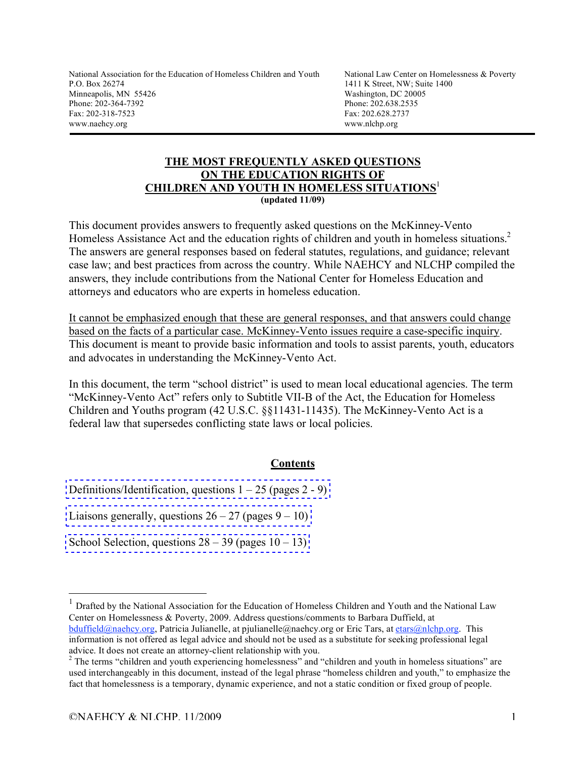National Association for the Education of Homeless Children and Youth
P.O. Box 26274
Minneapolis, MN 55426
Phone: 202-364-7392
Fax: 202-318-7523
www.naehcy.org

National Law Center on Homelessness & Poverty
1411 K Street, NW; Suite 1400
Washington, DC 20005
Phone: 202.638.2535
Fax: 202.628.2737
www.nlchp.org

# THE MOST FREQUENTLY ASKED QUESTIONS ON THE EDUCATION RIGHTS OF CHILDREN AND YOUTH IN HOMELESS SITUATIONS[1]

**(updated 11/09)**

This document provides answers to frequently asked questions on the McKinney-Vento Homeless Assistance Act and the education rights of children and youth in homeless situations.[2] The answers are general responses based on federal statutes, regulations, and guidance; relevant case law; and best practices from across the country. While NAEHCY and NLCHP compiled the answers, they include contributions from the National Center for Homeless Education and attorneys and educators who are experts in homeless education.

It cannot be emphasized enough that these are general responses, and that answers could change based on the facts of a particular case. McKinney-Vento issues require a case-specific inquiry. This document is meant to provide basic information and tools to assist parents, youth, educators and advocates in understanding the McKinney-Vento Act.

In this document, the term "school district" is used to mean local educational agencies. The term "McKinney-Vento Act" refers only to Subtitle VII-B of the Act, the Education for Homeless Children and Youths program (42 U.S.C. §§11431-11435). The McKinney-Vento Act is a federal law that supersedes conflicting state laws or local policies.

## Contents

Definitions/Identification, questions 1 – 25 (pages 2 - 9)

Liaisons generally, questions 26 – 27 (pages 9 – 10)

School Selection, questions 28 – 39 (pages 10 – 13)

---

[1] Drafted by the National Association for the Education of Homeless Children and Youth and the National Law Center on Homelessness & Poverty, 2009. Address questions/comments to Barbara Duffield, at bduffield@naehcy.org, Patricia Julianelle, at pjulianelle@naehcy.org or Eric Tars, at etars@nlchp.org. This information is not offered as legal advice and should not be used as a substitute for seeking professional legal advice. It does not create an attorney-client relationship with you.

[2] The terms "children and youth experiencing homelessness" and "children and youth in homeless situations" are used interchangeably in this document, instead of the legal phrase "homeless children and youth," to emphasize the fact that homelessness is a temporary, dynamic experience, and not a static condition or fixed group of people.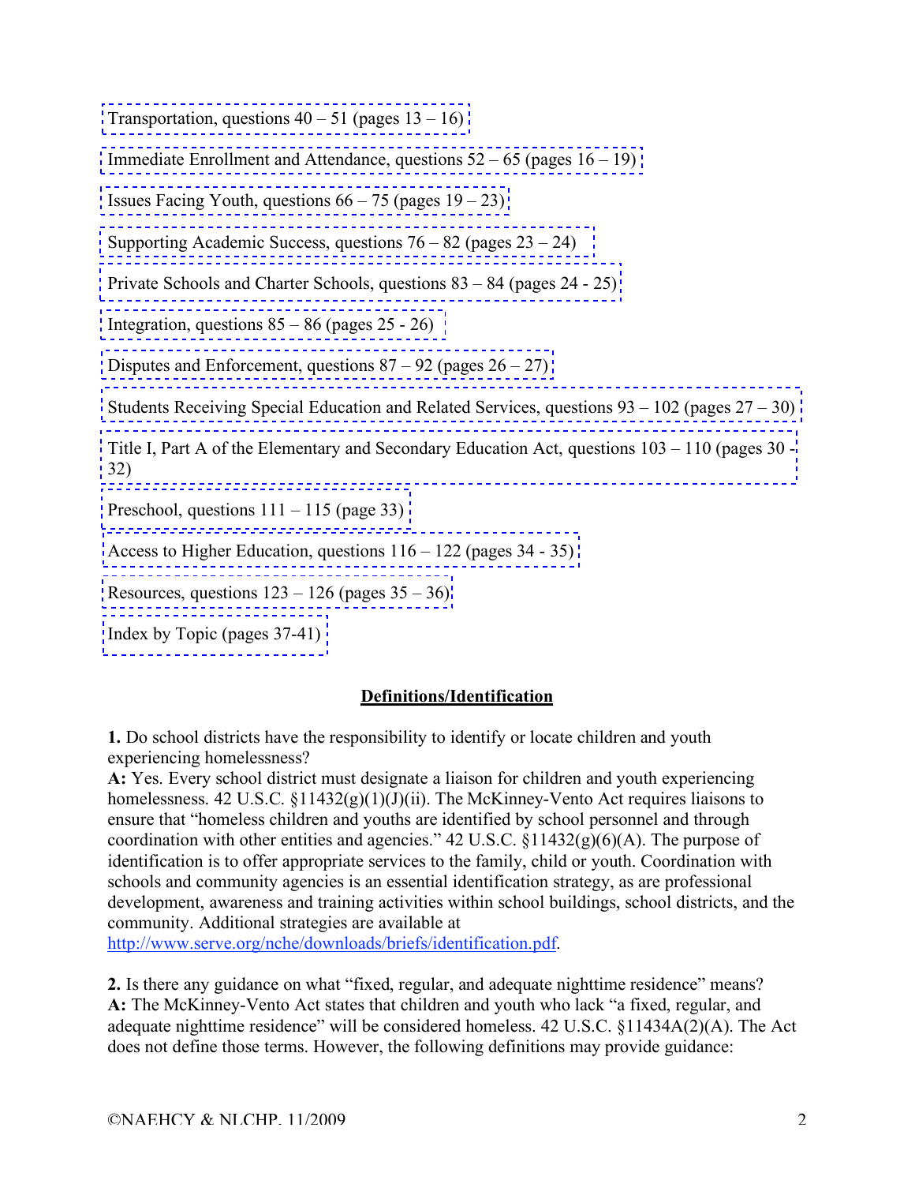Transportation, questions 40 – 51 (pages 13 – 16)

Immediate Enrollment and Attendance, questions 52 – 65 (pages 16 – 19)

Issues Facing Youth, questions 66 – 75 (pages 19 – 23)

Supporting Academic Success, questions 76 – 82 (pages 23 – 24)

Private Schools and Charter Schools, questions 83 – 84 (pages 24 - 25)

Integration, questions 85 – 86 (pages 25 - 26)

Disputes and Enforcement, questions 87 – 92 (pages 26 – 27)

Students Receiving Special Education and Related Services, questions 93 – 102 (pages 27 – 30)

Title I, Part A of the Elementary and Secondary Education Act, questions 103 – 110 (pages 30 - 32)

Preschool, questions 111 – 115 (page 33)

Access to Higher Education, questions 116 – 122 (pages 34 - 35)

Resources, questions 123 – 126 (pages 35 – 36)

Index by Topic (pages 37-41)

## Definitions/Identification

**1.** Do school districts have the responsibility to identify or locate children and youth experiencing homelessness?
**A:** Yes. Every school district must designate a liaison for children and youth experiencing homelessness. 42 U.S.C. §11432(g)(1)(J)(ii). The McKinney-Vento Act requires liaisons to ensure that "homeless children and youths are identified by school personnel and through coordination with other entities and agencies." 42 U.S.C. §11432(g)(6)(A). The purpose of identification is to offer appropriate services to the family, child or youth. Coordination with schools and community agencies is an essential identification strategy, as are professional development, awareness and training activities within school buildings, school districts, and the community. Additional strategies are available at http://www.serve.org/nche/downloads/briefs/identification.pdf.

**2.** Is there any guidance on what "fixed, regular, and adequate nighttime residence" means?
**A:** The McKinney-Vento Act states that children and youth who lack "a fixed, regular, and adequate nighttime residence" will be considered homeless. 42 U.S.C. §11434A(2)(A). The Act does not define those terms. However, the following definitions may provide guidance: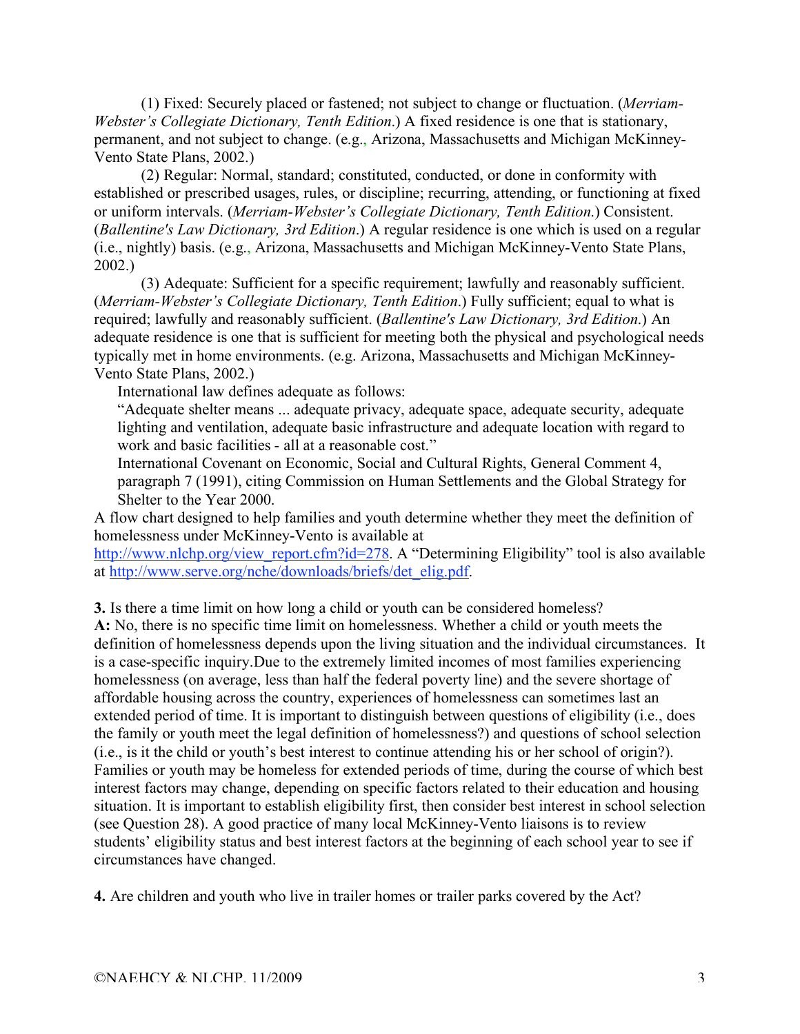(1) Fixed: Securely placed or fastened; not subject to change or fluctuation. (*Merriam-Webster's Collegiate Dictionary, Tenth Edition*.) A fixed residence is one that is stationary, permanent, and not subject to change. (e.g., Arizona, Massachusetts and Michigan McKinney-Vento State Plans, 2002.)

(2) Regular: Normal, standard; constituted, conducted, or done in conformity with established or prescribed usages, rules, or discipline; recurring, attending, or functioning at fixed or uniform intervals. (*Merriam-Webster's Collegiate Dictionary, Tenth Edition.*) Consistent. (*Ballentine's Law Dictionary, 3rd Edition*.) A regular residence is one which is used on a regular (i.e., nightly) basis. (e.g., Arizona, Massachusetts and Michigan McKinney-Vento State Plans, 2002.)

(3) Adequate: Sufficient for a specific requirement; lawfully and reasonably sufficient. (*Merriam-Webster's Collegiate Dictionary, Tenth Edition*.) Fully sufficient; equal to what is required; lawfully and reasonably sufficient. (*Ballentine's Law Dictionary, 3rd Edition.*) An adequate residence is one that is sufficient for meeting both the physical and psychological needs typically met in home environments. (e.g. Arizona, Massachusetts and Michigan McKinney-Vento State Plans, 2002.)

International law defines adequate as follows:

"Adequate shelter means ... adequate privacy, adequate space, adequate security, adequate lighting and ventilation, adequate basic infrastructure and adequate location with regard to work and basic facilities - all at a reasonable cost."

International Covenant on Economic, Social and Cultural Rights, General Comment 4, paragraph 7 (1991), citing Commission on Human Settlements and the Global Strategy for Shelter to the Year 2000.

A flow chart designed to help families and youth determine whether they meet the definition of homelessness under McKinney-Vento is available at http://www.nlchp.org/view_report.cfm?id=278. A "Determining Eligibility" tool is also available at http://www.serve.org/nche/downloads/briefs/det_elig.pdf.

**3.** Is there a time limit on how long a child or youth can be considered homeless?

**A:** No, there is no specific time limit on homelessness. Whether a child or youth meets the definition of homelessness depends upon the living situation and the individual circumstances. It is a case-specific inquiry.Due to the extremely limited incomes of most families experiencing homelessness (on average, less than half the federal poverty line) and the severe shortage of affordable housing across the country, experiences of homelessness can sometimes last an extended period of time. It is important to distinguish between questions of eligibility (i.e., does the family or youth meet the legal definition of homelessness?) and questions of school selection (i.e., is it the child or youth's best interest to continue attending his or her school of origin?). Families or youth may be homeless for extended periods of time, during the course of which best interest factors may change, depending on specific factors related to their education and housing situation. It is important to establish eligibility first, then consider best interest in school selection (see Question 28). A good practice of many local McKinney-Vento liaisons is to review students' eligibility status and best interest factors at the beginning of each school year to see if circumstances have changed.

**4.** Are children and youth who live in trailer homes or trailer parks covered by the Act?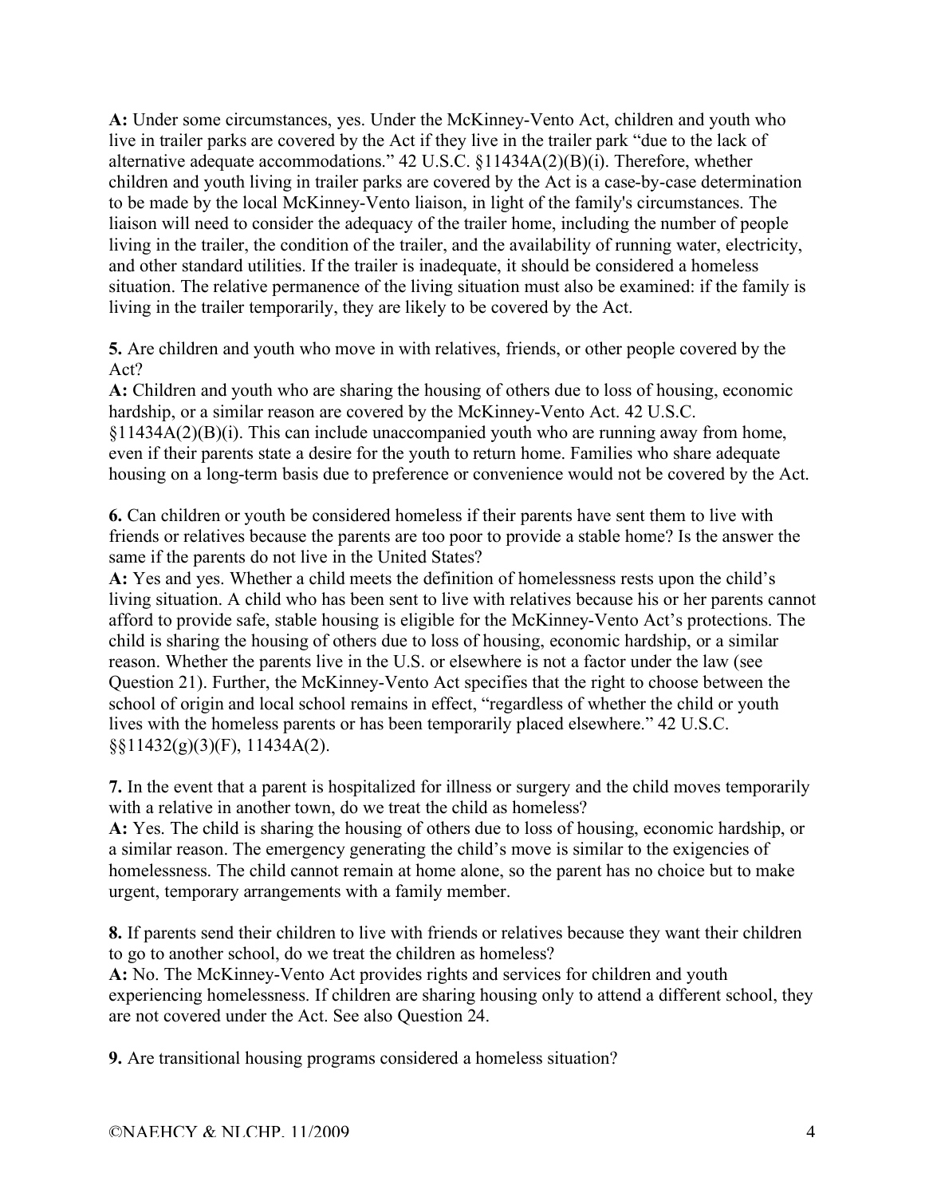**A:** Under some circumstances, yes. Under the McKinney-Vento Act, children and youth who live in trailer parks are covered by the Act if they live in the trailer park "due to the lack of alternative adequate accommodations." 42 U.S.C. §11434A(2)(B)(i). Therefore, whether children and youth living in trailer parks are covered by the Act is a case-by-case determination to be made by the local McKinney-Vento liaison, in light of the family's circumstances. The liaison will need to consider the adequacy of the trailer home, including the number of people living in the trailer, the condition of the trailer, and the availability of running water, electricity, and other standard utilities. If the trailer is inadequate, it should be considered a homeless situation. The relative permanence of the living situation must also be examined: if the family is living in the trailer temporarily, they are likely to be covered by the Act.

**5.** Are children and youth who move in with relatives, friends, or other people covered by the Act?
**A:** Children and youth who are sharing the housing of others due to loss of housing, economic hardship, or a similar reason are covered by the McKinney-Vento Act. 42 U.S.C. §11434A(2)(B)(i). This can include unaccompanied youth who are running away from home, even if their parents state a desire for the youth to return home. Families who share adequate housing on a long-term basis due to preference or convenience would not be covered by the Act.

**6.** Can children or youth be considered homeless if their parents have sent them to live with friends or relatives because the parents are too poor to provide a stable home? Is the answer the same if the parents do not live in the United States?
**A:** Yes and yes. Whether a child meets the definition of homelessness rests upon the child's living situation. A child who has been sent to live with relatives because his or her parents cannot afford to provide safe, stable housing is eligible for the McKinney-Vento Act's protections. The child is sharing the housing of others due to loss of housing, economic hardship, or a similar reason. Whether the parents live in the U.S. or elsewhere is not a factor under the law (see Question 21). Further, the McKinney-Vento Act specifies that the right to choose between the school of origin and local school remains in effect, "regardless of whether the child or youth lives with the homeless parents or has been temporarily placed elsewhere." 42 U.S.C. §§11432(g)(3)(F), 11434A(2).

**7.** In the event that a parent is hospitalized for illness or surgery and the child moves temporarily with a relative in another town, do we treat the child as homeless?
**A:** Yes. The child is sharing the housing of others due to loss of housing, economic hardship, or a similar reason. The emergency generating the child's move is similar to the exigencies of homelessness. The child cannot remain at home alone, so the parent has no choice but to make urgent, temporary arrangements with a family member.

**8.** If parents send their children to live with friends or relatives because they want their children to go to another school, do we treat the children as homeless?
**A:** No. The McKinney-Vento Act provides rights and services for children and youth experiencing homelessness. If children are sharing housing only to attend a different school, they are not covered under the Act. See also Question 24.

**9.** Are transitional housing programs considered a homeless situation?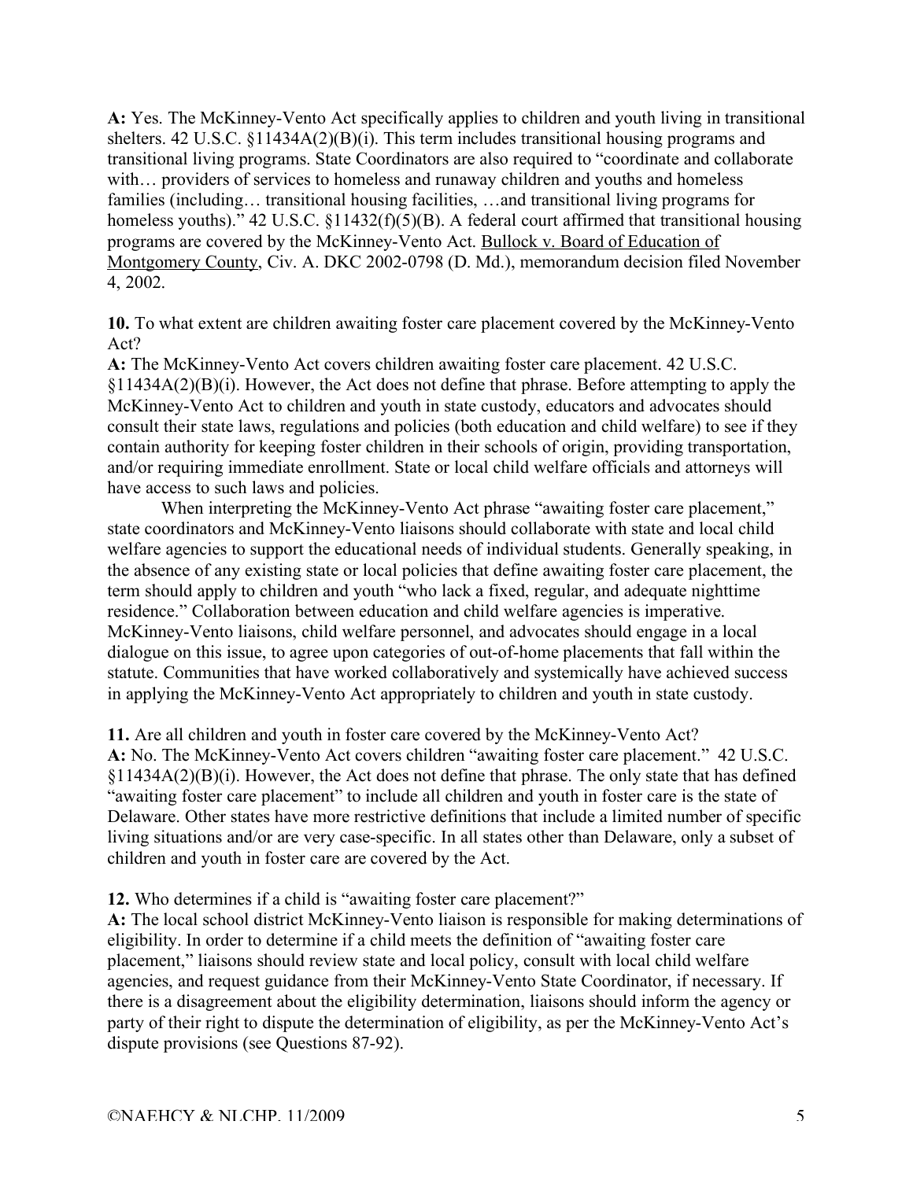**A:** Yes. The McKinney-Vento Act specifically applies to children and youth living in transitional shelters. 42 U.S.C. §11434A(2)(B)(i). This term includes transitional housing programs and transitional living programs. State Coordinators are also required to "coordinate and collaborate with… providers of services to homeless and runaway children and youths and homeless families (including… transitional housing facilities, …and transitional living programs for homeless youths)." 42 U.S.C. §11432(f)(5)(B). A federal court affirmed that transitional housing programs are covered by the McKinney-Vento Act. Bullock v. Board of Education of Montgomery County, Civ. A. DKC 2002-0798 (D. Md.), memorandum decision filed November 4, 2002.

**10.** To what extent are children awaiting foster care placement covered by the McKinney-Vento Act?

**A:** The McKinney-Vento Act covers children awaiting foster care placement. 42 U.S.C. §11434A(2)(B)(i). However, the Act does not define that phrase. Before attempting to apply the McKinney-Vento Act to children and youth in state custody, educators and advocates should consult their state laws, regulations and policies (both education and child welfare) to see if they contain authority for keeping foster children in their schools of origin, providing transportation, and/or requiring immediate enrollment. State or local child welfare officials and attorneys will have access to such laws and policies.

When interpreting the McKinney-Vento Act phrase "awaiting foster care placement," state coordinators and McKinney-Vento liaisons should collaborate with state and local child welfare agencies to support the educational needs of individual students. Generally speaking, in the absence of any existing state or local policies that define awaiting foster care placement, the term should apply to children and youth "who lack a fixed, regular, and adequate nighttime residence." Collaboration between education and child welfare agencies is imperative. McKinney-Vento liaisons, child welfare personnel, and advocates should engage in a local dialogue on this issue, to agree upon categories of out-of-home placements that fall within the statute. Communities that have worked collaboratively and systemically have achieved success in applying the McKinney-Vento Act appropriately to children and youth in state custody.

**11.** Are all children and youth in foster care covered by the McKinney-Vento Act?

**A:** No. The McKinney-Vento Act covers children "awaiting foster care placement." 42 U.S.C. §11434A(2)(B)(i). However, the Act does not define that phrase. The only state that has defined "awaiting foster care placement" to include all children and youth in foster care is the state of Delaware. Other states have more restrictive definitions that include a limited number of specific living situations and/or are very case-specific. In all states other than Delaware, only a subset of children and youth in foster care are covered by the Act.

**12.** Who determines if a child is "awaiting foster care placement?"

**A:** The local school district McKinney-Vento liaison is responsible for making determinations of eligibility. In order to determine if a child meets the definition of "awaiting foster care placement," liaisons should review state and local policy, consult with local child welfare agencies, and request guidance from their McKinney-Vento State Coordinator, if necessary. If there is a disagreement about the eligibility determination, liaisons should inform the agency or party of their right to dispute the determination of eligibility, as per the McKinney-Vento Act's dispute provisions (see Questions 87-92).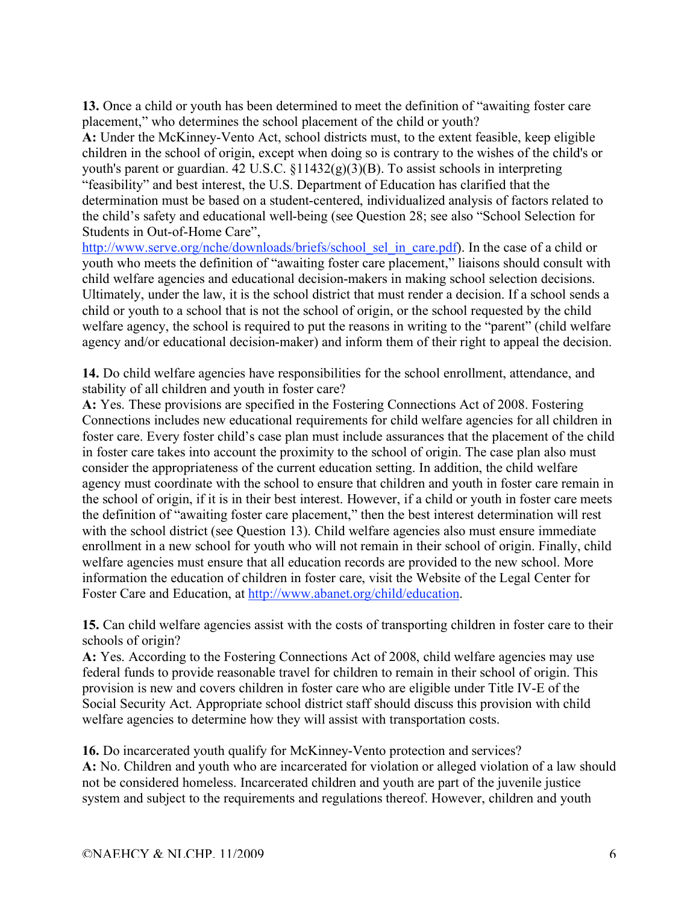**13.** Once a child or youth has been determined to meet the definition of "awaiting foster care placement," who determines the school placement of the child or youth?
**A:** Under the McKinney-Vento Act, school districts must, to the extent feasible, keep eligible children in the school of origin, except when doing so is contrary to the wishes of the child's or youth's parent or guardian. 42 U.S.C. §11432(g)(3)(B). To assist schools in interpreting "feasibility" and best interest, the U.S. Department of Education has clarified that the determination must be based on a student-centered, individualized analysis of factors related to the child's safety and educational well-being (see Question 28; see also "School Selection for Students in Out-of-Home Care", http://www.serve.org/nche/downloads/briefs/school_sel_in_care.pdf). In the case of a child or youth who meets the definition of "awaiting foster care placement," liaisons should consult with child welfare agencies and educational decision-makers in making school selection decisions. Ultimately, under the law, it is the school district that must render a decision. If a school sends a child or youth to a school that is not the school of origin, or the school requested by the child welfare agency, the school is required to put the reasons in writing to the "parent" (child welfare agency and/or educational decision-maker) and inform them of their right to appeal the decision.

**14.** Do child welfare agencies have responsibilities for the school enrollment, attendance, and stability of all children and youth in foster care?
**A:** Yes. These provisions are specified in the Fostering Connections Act of 2008. Fostering Connections includes new educational requirements for child welfare agencies for all children in foster care. Every foster child's case plan must include assurances that the placement of the child in foster care takes into account the proximity to the school of origin. The case plan also must consider the appropriateness of the current education setting. In addition, the child welfare agency must coordinate with the school to ensure that children and youth in foster care remain in the school of origin, if it is in their best interest. However, if a child or youth in foster care meets the definition of "awaiting foster care placement," then the best interest determination will rest with the school district (see Question 13). Child welfare agencies also must ensure immediate enrollment in a new school for youth who will not remain in their school of origin. Finally, child welfare agencies must ensure that all education records are provided to the new school. More information the education of children in foster care, visit the Website of the Legal Center for Foster Care and Education, at http://www.abanet.org/child/education.

**15.** Can child welfare agencies assist with the costs of transporting children in foster care to their schools of origin?
**A:** Yes. According to the Fostering Connections Act of 2008, child welfare agencies may use federal funds to provide reasonable travel for children to remain in their school of origin. This provision is new and covers children in foster care who are eligible under Title IV-E of the Social Security Act. Appropriate school district staff should discuss this provision with child welfare agencies to determine how they will assist with transportation costs.

**16.** Do incarcerated youth qualify for McKinney-Vento protection and services?
**A:** No. Children and youth who are incarcerated for violation or alleged violation of a law should not be considered homeless. Incarcerated children and youth are part of the juvenile justice system and subject to the requirements and regulations thereof. However, children and youth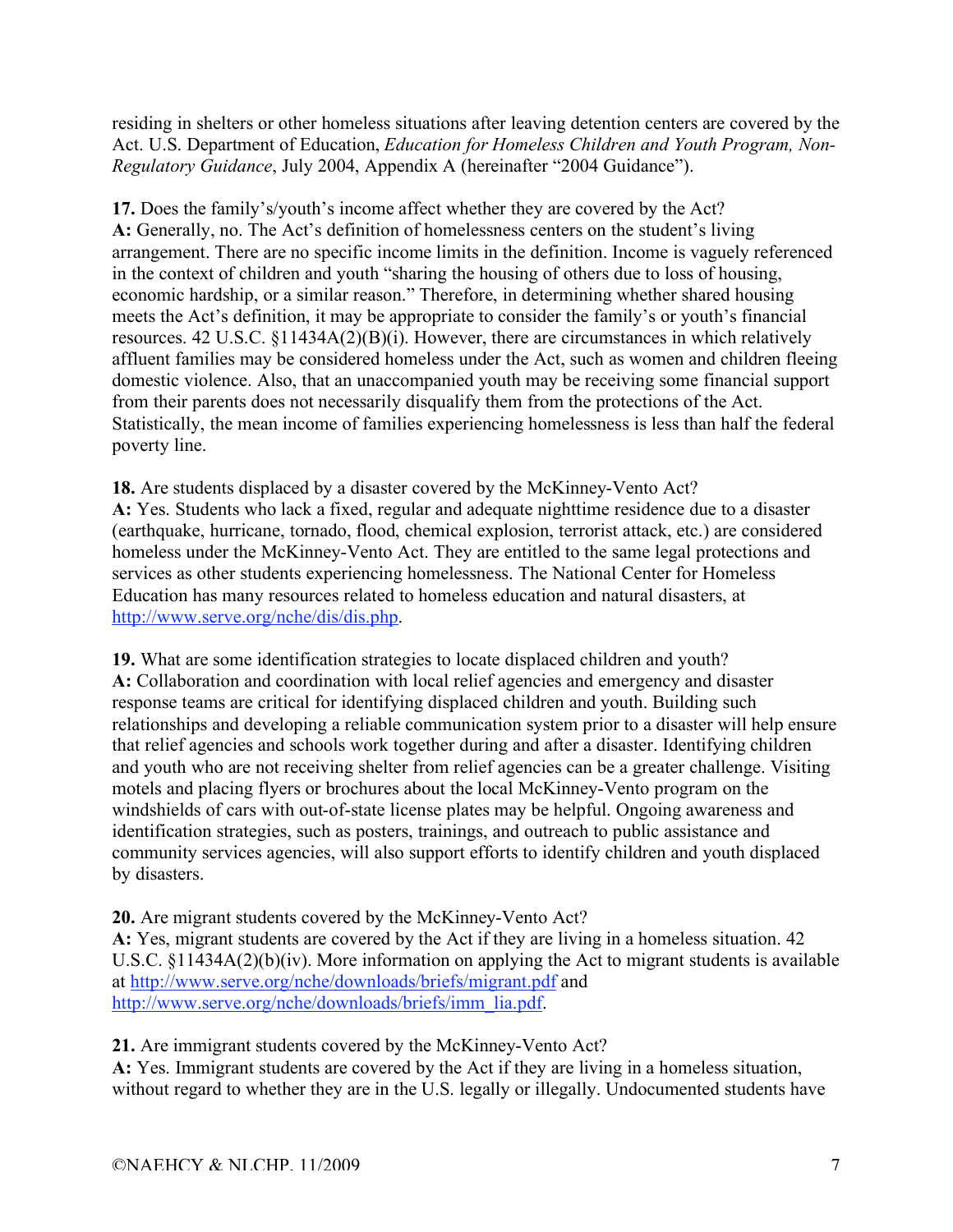residing in shelters or other homeless situations after leaving detention centers are covered by the Act. U.S. Department of Education, *Education for Homeless Children and Youth Program, Non-Regulatory Guidance*, July 2004, Appendix A (hereinafter "2004 Guidance").

**17.** Does the family's/youth's income affect whether they are covered by the Act?
**A:** Generally, no. The Act's definition of homelessness centers on the student's living arrangement. There are no specific income limits in the definition. Income is vaguely referenced in the context of children and youth "sharing the housing of others due to loss of housing, economic hardship, or a similar reason." Therefore, in determining whether shared housing meets the Act's definition, it may be appropriate to consider the family's or youth's financial resources. 42 U.S.C. §11434A(2)(B)(i). However, there are circumstances in which relatively affluent families may be considered homeless under the Act, such as women and children fleeing domestic violence. Also, that an unaccompanied youth may be receiving some financial support from their parents does not necessarily disqualify them from the protections of the Act. Statistically, the mean income of families experiencing homelessness is less than half the federal poverty line.

**18.** Are students displaced by a disaster covered by the McKinney-Vento Act?
**A:** Yes. Students who lack a fixed, regular and adequate nighttime residence due to a disaster (earthquake, hurricane, tornado, flood, chemical explosion, terrorist attack, etc.) are considered homeless under the McKinney-Vento Act. They are entitled to the same legal protections and services as other students experiencing homelessness. The National Center for Homeless Education has many resources related to homeless education and natural disasters, at http://www.serve.org/nche/dis/dis.php.

**19.** What are some identification strategies to locate displaced children and youth?
**A:** Collaboration and coordination with local relief agencies and emergency and disaster response teams are critical for identifying displaced children and youth. Building such relationships and developing a reliable communication system prior to a disaster will help ensure that relief agencies and schools work together during and after a disaster. Identifying children and youth who are not receiving shelter from relief agencies can be a greater challenge. Visiting motels and placing flyers or brochures about the local McKinney-Vento program on the windshields of cars with out-of-state license plates may be helpful. Ongoing awareness and identification strategies, such as posters, trainings, and outreach to public assistance and community services agencies, will also support efforts to identify children and youth displaced by disasters.

**20.** Are migrant students covered by the McKinney-Vento Act?
**A:** Yes, migrant students are covered by the Act if they are living in a homeless situation. 42 U.S.C. §11434A(2)(b)(iv). More information on applying the Act to migrant students is available at http://www.serve.org/nche/downloads/briefs/migrant.pdf and http://www.serve.org/nche/downloads/briefs/imm_lia.pdf.

**21.** Are immigrant students covered by the McKinney-Vento Act?
**A:** Yes. Immigrant students are covered by the Act if they are living in a homeless situation, without regard to whether they are in the U.S. legally or illegally. Undocumented students have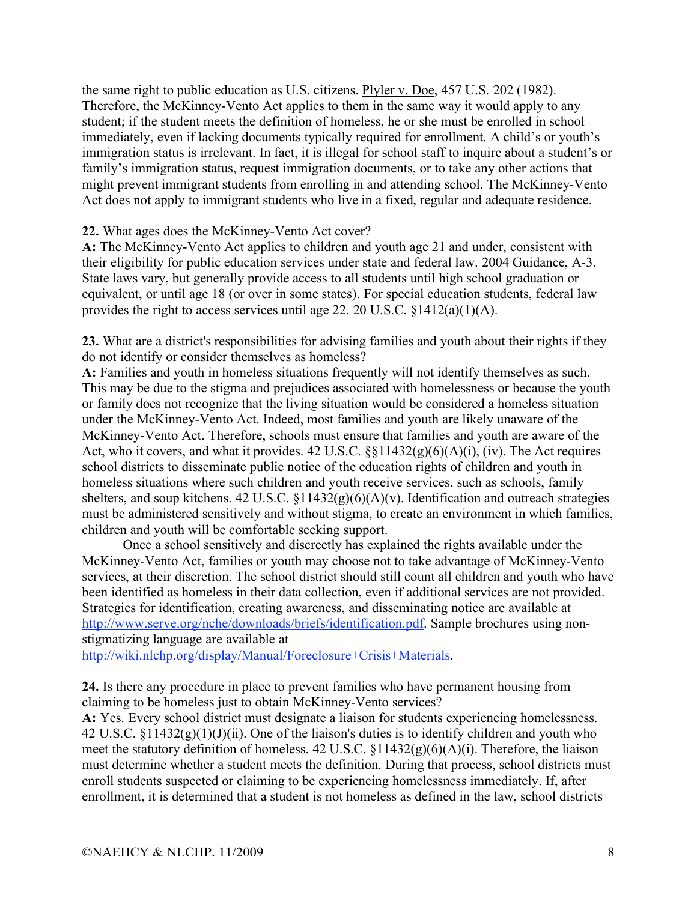the same right to public education as U.S. citizens. Plyler v. Doe, 457 U.S. 202 (1982). Therefore, the McKinney-Vento Act applies to them in the same way it would apply to any student; if the student meets the definition of homeless, he or she must be enrolled in school immediately, even if lacking documents typically required for enrollment. A child's or youth's immigration status is irrelevant. In fact, it is illegal for school staff to inquire about a student's or family's immigration status, request immigration documents, or to take any other actions that might prevent immigrant students from enrolling in and attending school. The McKinney-Vento Act does not apply to immigrant students who live in a fixed, regular and adequate residence.

**22.** What ages does the McKinney-Vento Act cover?
**A:** The McKinney-Vento Act applies to children and youth age 21 and under, consistent with their eligibility for public education services under state and federal law. 2004 Guidance, A-3. State laws vary, but generally provide access to all students until high school graduation or equivalent, or until age 18 (or over in some states). For special education students, federal law provides the right to access services until age 22. 20 U.S.C. §1412(a)(1)(A).

**23.** What are a district's responsibilities for advising families and youth about their rights if they do not identify or consider themselves as homeless?
**A:** Families and youth in homeless situations frequently will not identify themselves as such. This may be due to the stigma and prejudices associated with homelessness or because the youth or family does not recognize that the living situation would be considered a homeless situation under the McKinney-Vento Act. Indeed, most families and youth are likely unaware of the McKinney-Vento Act. Therefore, schools must ensure that families and youth are aware of the Act, who it covers, and what it provides. 42 U.S.C. §§11432(g)(6)(A)(i), (iv). The Act requires school districts to disseminate public notice of the education rights of children and youth in homeless situations where such children and youth receive services, such as schools, family shelters, and soup kitchens. 42 U.S.C. §11432(g)(6)(A)(v). Identification and outreach strategies must be administered sensitively and without stigma, to create an environment in which families, children and youth will be comfortable seeking support.

Once a school sensitively and discreetly has explained the rights available under the McKinney-Vento Act, families or youth may choose not to take advantage of McKinney-Vento services, at their discretion. The school district should still count all children and youth who have been identified as homeless in their data collection, even if additional services are not provided. Strategies for identification, creating awareness, and disseminating notice are available at http://www.serve.org/nche/downloads/briefs/identification.pdf. Sample brochures using non-stigmatizing language are available at http://wiki.nlchp.org/display/Manual/Foreclosure+Crisis+Materials.

**24.** Is there any procedure in place to prevent families who have permanent housing from claiming to be homeless just to obtain McKinney-Vento services?
**A:** Yes. Every school district must designate a liaison for students experiencing homelessness. 42 U.S.C. §11432(g)(1)(J)(ii). One of the liaison's duties is to identify children and youth who meet the statutory definition of homeless. 42 U.S.C. §11432(g)(6)(A)(i). Therefore, the liaison must determine whether a student meets the definition. During that process, school districts must enroll students suspected or claiming to be experiencing homelessness immediately. If, after enrollment, it is determined that a student is not homeless as defined in the law, school districts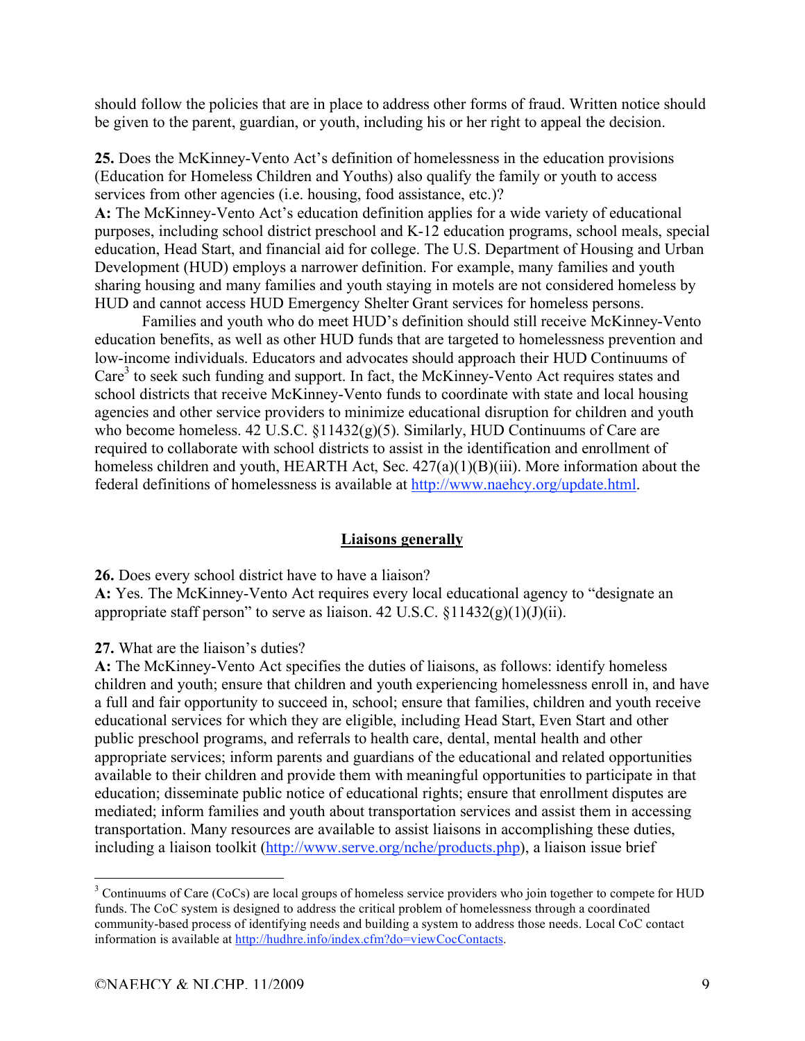should follow the policies that are in place to address other forms of fraud. Written notice should be given to the parent, guardian, or youth, including his or her right to appeal the decision.

**25.** Does the McKinney-Vento Act's definition of homelessness in the education provisions (Education for Homeless Children and Youths) also qualify the family or youth to access services from other agencies (i.e. housing, food assistance, etc.)?

**A:** The McKinney-Vento Act's education definition applies for a wide variety of educational purposes, including school district preschool and K-12 education programs, school meals, special education, Head Start, and financial aid for college. The U.S. Department of Housing and Urban Development (HUD) employs a narrower definition. For example, many families and youth sharing housing and many families and youth staying in motels are not considered homeless by HUD and cannot access HUD Emergency Shelter Grant services for homeless persons.

Families and youth who do meet HUD's definition should still receive McKinney-Vento education benefits, as well as other HUD funds that are targeted to homelessness prevention and low-income individuals. Educators and advocates should approach their HUD Continuums of Care[3] to seek such funding and support. In fact, the McKinney-Vento Act requires states and school districts that receive McKinney-Vento funds to coordinate with state and local housing agencies and other service providers to minimize educational disruption for children and youth who become homeless. 42 U.S.C. §11432(g)(5). Similarly, HUD Continuums of Care are required to collaborate with school districts to assist in the identification and enrollment of homeless children and youth, HEARTH Act, Sec. 427(a)(1)(B)(iii). More information about the federal definitions of homelessness is available at http://www.naehcy.org/update.html.

## Liaisons generally

**26.** Does every school district have to have a liaison?

**A:** Yes. The McKinney-Vento Act requires every local educational agency to "designate an appropriate staff person" to serve as liaison. 42 U.S.C. §11432(g)(1)(J)(ii).

**27.** What are the liaison's duties?

**A:** The McKinney-Vento Act specifies the duties of liaisons, as follows: identify homeless children and youth; ensure that children and youth experiencing homelessness enroll in, and have a full and fair opportunity to succeed in, school; ensure that families, children and youth receive educational services for which they are eligible, including Head Start, Even Start and other public preschool programs, and referrals to health care, dental, mental health and other appropriate services; inform parents and guardians of the educational and related opportunities available to their children and provide them with meaningful opportunities to participate in that education; disseminate public notice of educational rights; ensure that enrollment disputes are mediated; inform families and youth about transportation services and assist them in accessing transportation. Many resources are available to assist liaisons in accomplishing these duties, including a liaison toolkit (http://www.serve.org/nche/products.php), a liaison issue brief

---

[3] Continuums of Care (CoCs) are local groups of homeless service providers who join together to compete for HUD funds. The CoC system is designed to address the critical problem of homelessness through a coordinated community-based process of identifying needs and building a system to address those needs. Local CoC contact information is available at http://hudhre.info/index.cfm?do=viewCocContacts.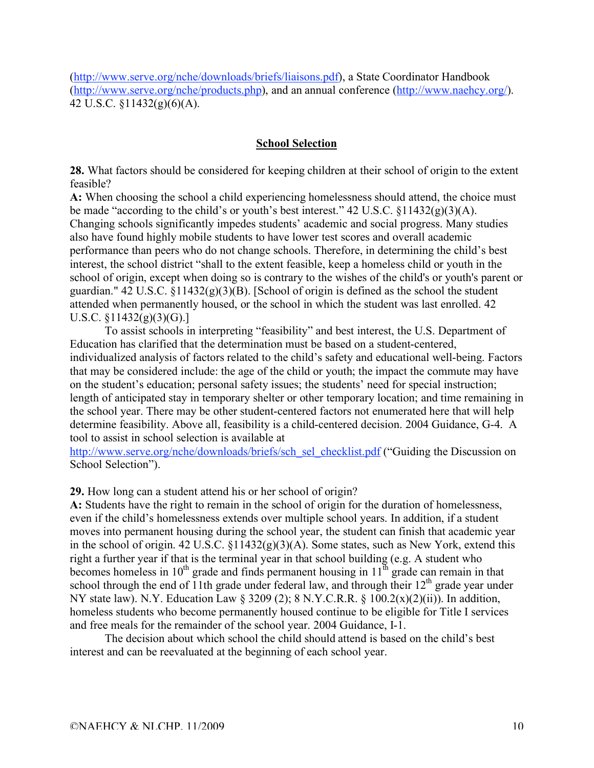(http://www.serve.org/nche/downloads/briefs/liaisons.pdf), a State Coordinator Handbook (http://www.serve.org/nche/products.php), and an annual conference (http://www.naehcy.org/). 42 U.S.C. §11432(g)(6)(A).

## School Selection

**28.** What factors should be considered for keeping children at their school of origin to the extent feasible?

**A:** When choosing the school a child experiencing homelessness should attend, the choice must be made "according to the child's or youth's best interest." 42 U.S.C. §11432(g)(3)(A). Changing schools significantly impedes students' academic and social progress. Many studies also have found highly mobile students to have lower test scores and overall academic performance than peers who do not change schools. Therefore, in determining the child's best interest, the school district "shall to the extent feasible, keep a homeless child or youth in the school of origin, except when doing so is contrary to the wishes of the child's or youth's parent or guardian." 42 U.S.C. §11432(g)(3)(B). [School of origin is defined as the school the student attended when permanently housed, or the school in which the student was last enrolled. 42 U.S.C. §11432(g)(3)(G).]

To assist schools in interpreting "feasibility" and best interest, the U.S. Department of Education has clarified that the determination must be based on a student-centered, individualized analysis of factors related to the child's safety and educational well-being. Factors that may be considered include: the age of the child or youth; the impact the commute may have on the student's education; personal safety issues; the students' need for special instruction; length of anticipated stay in temporary shelter or other temporary location; and time remaining in the school year. There may be other student-centered factors not enumerated here that will help determine feasibility. Above all, feasibility is a child-centered decision. 2004 Guidance, G-4. A tool to assist in school selection is available at http://www.serve.org/nche/downloads/briefs/sch_sel_checklist.pdf ("Guiding the Discussion on School Selection").

**29.** How long can a student attend his or her school of origin?

**A:** Students have the right to remain in the school of origin for the duration of homelessness, even if the child's homelessness extends over multiple school years. In addition, if a student moves into permanent housing during the school year, the student can finish that academic year in the school of origin. 42 U.S.C. §11432(g)(3)(A). Some states, such as New York, extend this right a further year if that is the terminal year in that school building (e.g. A student who becomes homeless in 10th grade and finds permanent housing in 11th grade can remain in that school through the end of 11th grade under federal law, and through their 12th grade year under NY state law). N.Y. Education Law § 3209 (2); 8 N.Y.C.R.R. § 100.2(x)(2)(ii)). In addition, homeless students who become permanently housed continue to be eligible for Title I services and free meals for the remainder of the school year. 2004 Guidance, I-1.

The decision about which school the child should attend is based on the child's best interest and can be reevaluated at the beginning of each school year.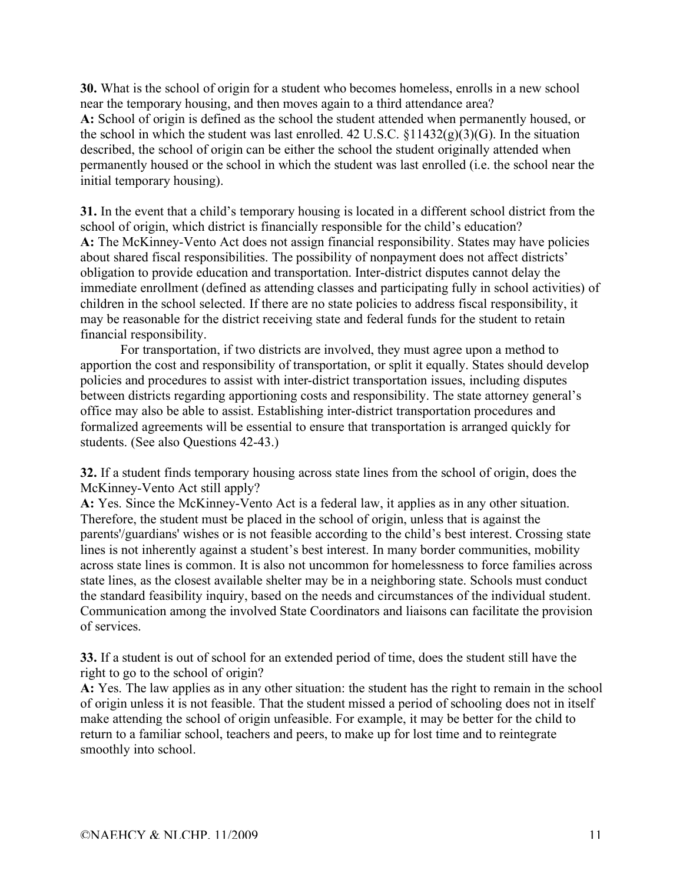**30.** What is the school of origin for a student who becomes homeless, enrolls in a new school near the temporary housing, and then moves again to a third attendance area?
**A:** School of origin is defined as the school the student attended when permanently housed, or the school in which the student was last enrolled. 42 U.S.C. §11432(g)(3)(G). In the situation described, the school of origin can be either the school the student originally attended when permanently housed or the school in which the student was last enrolled (i.e. the school near the initial temporary housing).

**31.** In the event that a child's temporary housing is located in a different school district from the school of origin, which district is financially responsible for the child's education?
**A:** The McKinney-Vento Act does not assign financial responsibility. States may have policies about shared fiscal responsibilities. The possibility of nonpayment does not affect districts' obligation to provide education and transportation. Inter-district disputes cannot delay the immediate enrollment (defined as attending classes and participating fully in school activities) of children in the school selected. If there are no state policies to address fiscal responsibility, it may be reasonable for the district receiving state and federal funds for the student to retain financial responsibility.

For transportation, if two districts are involved, they must agree upon a method to apportion the cost and responsibility of transportation, or split it equally. States should develop policies and procedures to assist with inter-district transportation issues, including disputes between districts regarding apportioning costs and responsibility. The state attorney general's office may also be able to assist. Establishing inter-district transportation procedures and formalized agreements will be essential to ensure that transportation is arranged quickly for students. (See also Questions 42-43.)

**32.** If a student finds temporary housing across state lines from the school of origin, does the McKinney-Vento Act still apply?
**A:** Yes. Since the McKinney-Vento Act is a federal law, it applies as in any other situation. Therefore, the student must be placed in the school of origin, unless that is against the parents'/guardians' wishes or is not feasible according to the child's best interest. Crossing state lines is not inherently against a student's best interest. In many border communities, mobility across state lines is common. It is also not uncommon for homelessness to force families across state lines, as the closest available shelter may be in a neighboring state. Schools must conduct the standard feasibility inquiry, based on the needs and circumstances of the individual student. Communication among the involved State Coordinators and liaisons can facilitate the provision of services.

**33.** If a student is out of school for an extended period of time, does the student still have the right to go to the school of origin?
**A:** Yes. The law applies as in any other situation: the student has the right to remain in the school of origin unless it is not feasible. That the student missed a period of schooling does not in itself make attending the school of origin unfeasible. For example, it may be better for the child to return to a familiar school, teachers and peers, to make up for lost time and to reintegrate smoothly into school.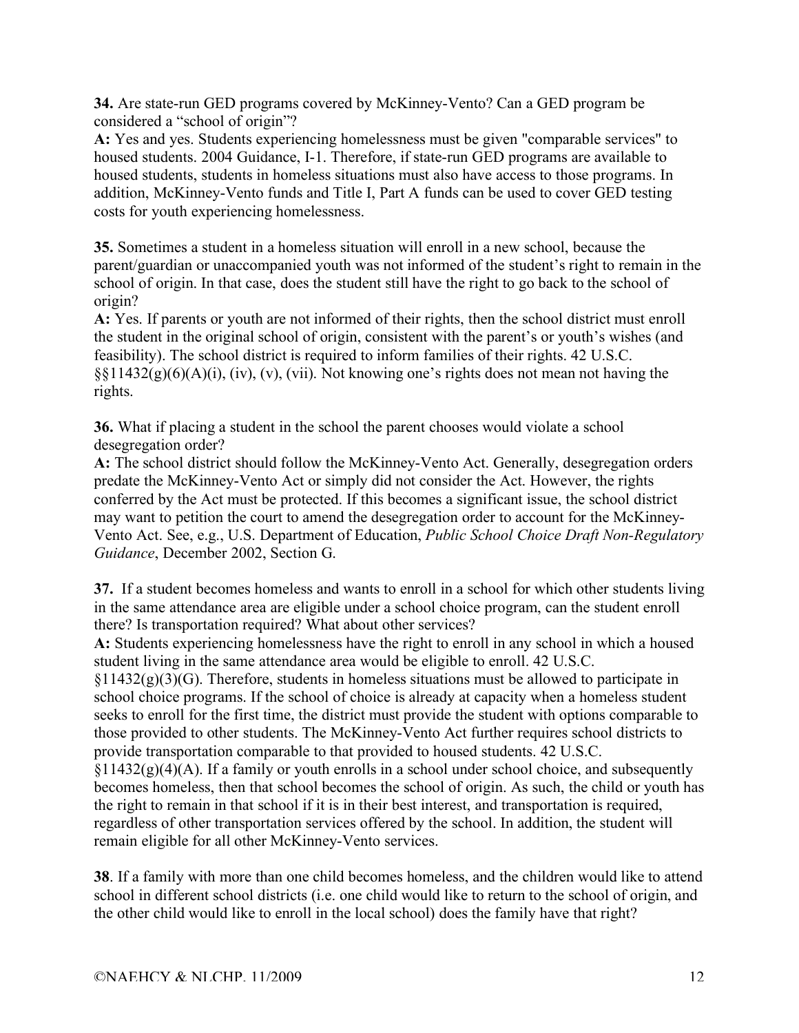**34.** Are state-run GED programs covered by McKinney-Vento? Can a GED program be considered a "school of origin"?
**A:** Yes and yes. Students experiencing homelessness must be given "comparable services" to housed students. 2004 Guidance, I-1. Therefore, if state-run GED programs are available to housed students, students in homeless situations must also have access to those programs. In addition, McKinney-Vento funds and Title I, Part A funds can be used to cover GED testing costs for youth experiencing homelessness.

**35.** Sometimes a student in a homeless situation will enroll in a new school, because the parent/guardian or unaccompanied youth was not informed of the student's right to remain in the school of origin. In that case, does the student still have the right to go back to the school of origin?
**A:** Yes. If parents or youth are not informed of their rights, then the school district must enroll the student in the original school of origin, consistent with the parent's or youth's wishes (and feasibility). The school district is required to inform families of their rights. 42 U.S.C. §§11432(g)(6)(A)(i), (iv), (v), (vii). Not knowing one's rights does not mean not having the rights.

**36.** What if placing a student in the school the parent chooses would violate a school desegregation order?
**A:** The school district should follow the McKinney-Vento Act. Generally, desegregation orders predate the McKinney-Vento Act or simply did not consider the Act. However, the rights conferred by the Act must be protected. If this becomes a significant issue, the school district may want to petition the court to amend the desegregation order to account for the McKinney-Vento Act. See, e.g., U.S. Department of Education, *Public School Choice Draft Non-Regulatory Guidance*, December 2002, Section G.

**37.** If a student becomes homeless and wants to enroll in a school for which other students living in the same attendance area are eligible under a school choice program, can the student enroll there? Is transportation required? What about other services?
**A:** Students experiencing homelessness have the right to enroll in any school in which a housed student living in the same attendance area would be eligible to enroll. 42 U.S.C. §11432(g)(3)(G). Therefore, students in homeless situations must be allowed to participate in school choice programs. If the school of choice is already at capacity when a homeless student seeks to enroll for the first time, the district must provide the student with options comparable to those provided to other students. The McKinney-Vento Act further requires school districts to provide transportation comparable to that provided to housed students. 42 U.S.C. §11432(g)(4)(A). If a family or youth enrolls in a school under school choice, and subsequently becomes homeless, then that school becomes the school of origin. As such, the child or youth has the right to remain in that school if it is in their best interest, and transportation is required, regardless of other transportation services offered by the school. In addition, the student will remain eligible for all other McKinney-Vento services.

**38**. If a family with more than one child becomes homeless, and the children would like to attend school in different school districts (i.e. one child would like to return to the school of origin, and the other child would like to enroll in the local school) does the family have that right?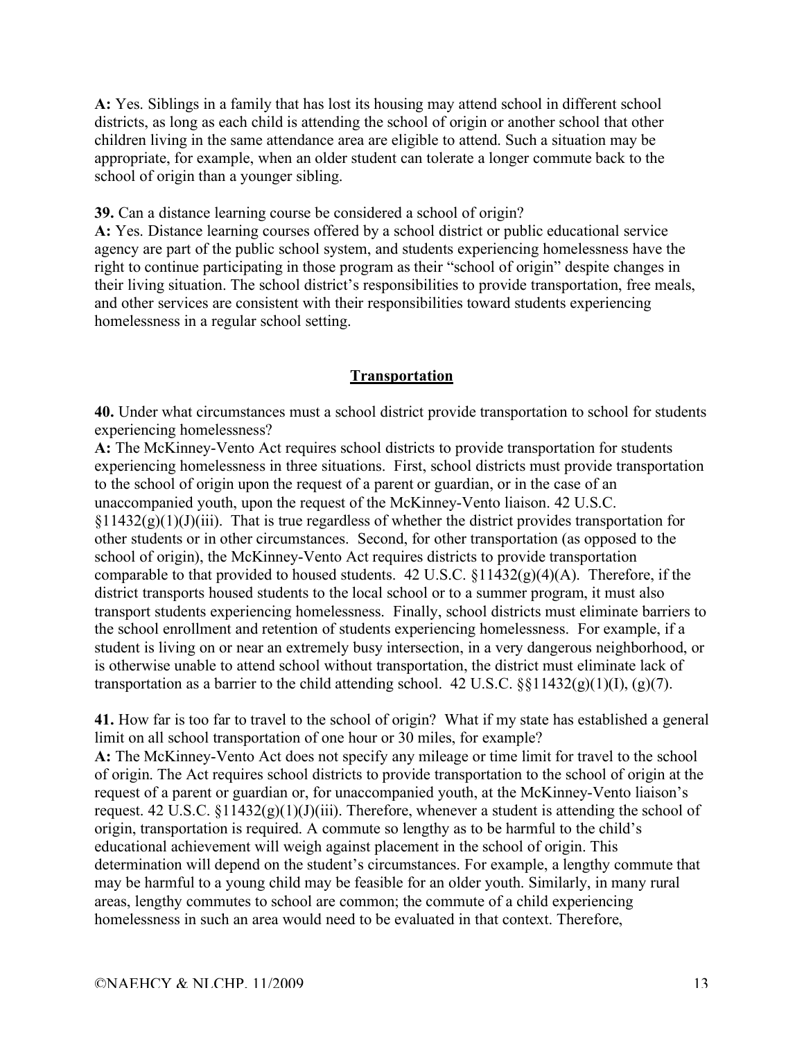**A:** Yes. Siblings in a family that has lost its housing may attend school in different school districts, as long as each child is attending the school of origin or another school that other children living in the same attendance area are eligible to attend. Such a situation may be appropriate, for example, when an older student can tolerate a longer commute back to the school of origin than a younger sibling.

**39.** Can a distance learning course be considered a school of origin?
**A:** Yes. Distance learning courses offered by a school district or public educational service agency are part of the public school system, and students experiencing homelessness have the right to continue participating in those program as their "school of origin" despite changes in their living situation. The school district's responsibilities to provide transportation, free meals, and other services are consistent with their responsibilities toward students experiencing homelessness in a regular school setting.

## Transportation

**40.** Under what circumstances must a school district provide transportation to school for students experiencing homelessness?
**A:** The McKinney-Vento Act requires school districts to provide transportation for students experiencing homelessness in three situations. First, school districts must provide transportation to the school of origin upon the request of a parent or guardian, or in the case of an unaccompanied youth, upon the request of the McKinney-Vento liaison. 42 U.S.C. §11432(g)(1)(J)(iii). That is true regardless of whether the district provides transportation for other students or in other circumstances. Second, for other transportation (as opposed to the school of origin), the McKinney-Vento Act requires districts to provide transportation comparable to that provided to housed students. 42 U.S.C. §11432(g)(4)(A). Therefore, if the district transports housed students to the local school or to a summer program, it must also transport students experiencing homelessness. Finally, school districts must eliminate barriers to the school enrollment and retention of students experiencing homelessness. For example, if a student is living on or near an extremely busy intersection, in a very dangerous neighborhood, or is otherwise unable to attend school without transportation, the district must eliminate lack of transportation as a barrier to the child attending school. 42 U.S.C. §§11432(g)(1)(I), (g)(7).

**41.** How far is too far to travel to the school of origin? What if my state has established a general limit on all school transportation of one hour or 30 miles, for example?
**A:** The McKinney-Vento Act does not specify any mileage or time limit for travel to the school of origin. The Act requires school districts to provide transportation to the school of origin at the request of a parent or guardian or, for unaccompanied youth, at the McKinney-Vento liaison's request. 42 U.S.C. §11432(g)(1)(J)(iii). Therefore, whenever a student is attending the school of origin, transportation is required. A commute so lengthy as to be harmful to the child's educational achievement will weigh against placement in the school of origin. This determination will depend on the student's circumstances. For example, a lengthy commute that may be harmful to a young child may be feasible for an older youth. Similarly, in many rural areas, lengthy commutes to school are common; the commute of a child experiencing homelessness in such an area would need to be evaluated in that context. Therefore,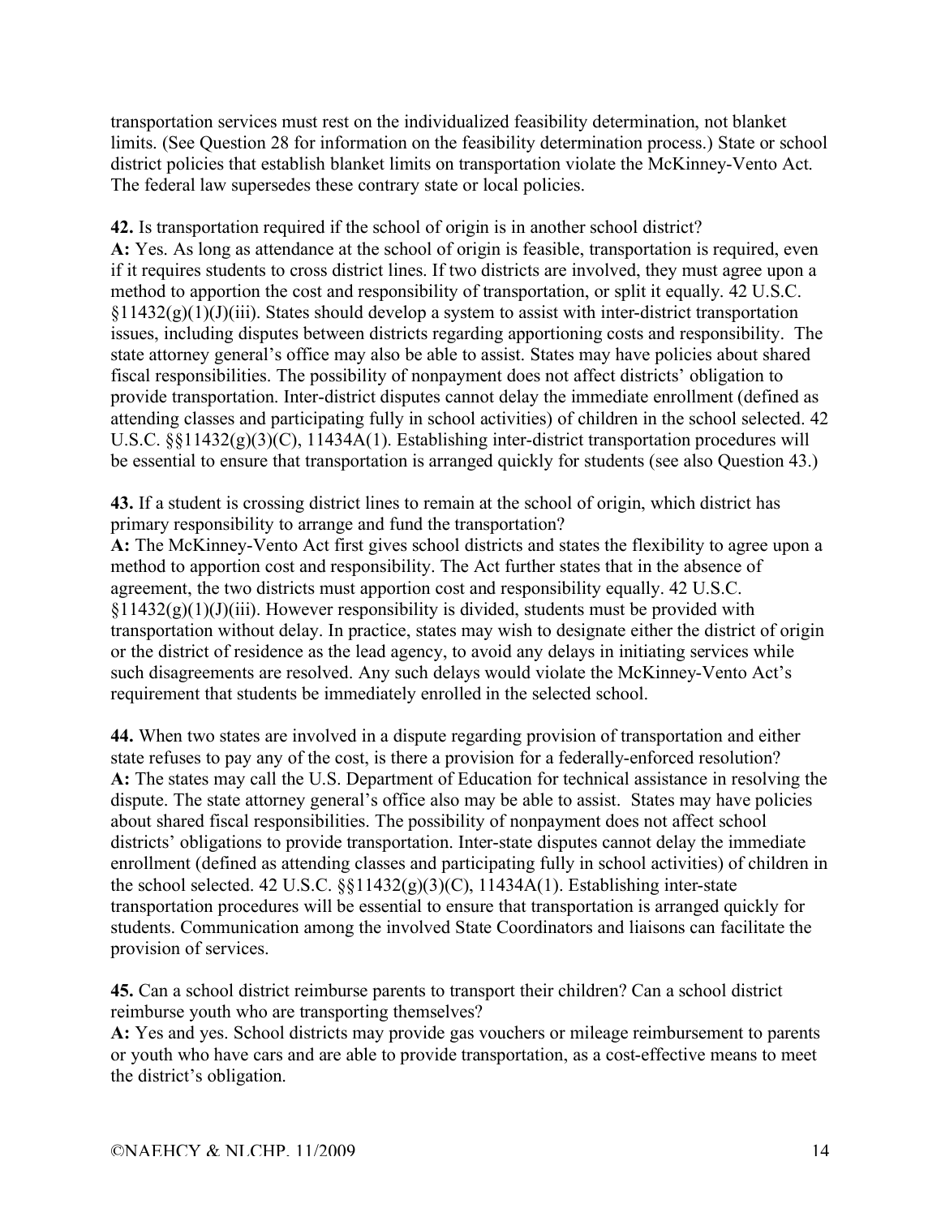transportation services must rest on the individualized feasibility determination, not blanket limits. (See Question 28 for information on the feasibility determination process.) State or school district policies that establish blanket limits on transportation violate the McKinney-Vento Act. The federal law supersedes these contrary state or local policies.

**42.** Is transportation required if the school of origin is in another school district?
**A:** Yes. As long as attendance at the school of origin is feasible, transportation is required, even if it requires students to cross district lines. If two districts are involved, they must agree upon a method to apportion the cost and responsibility of transportation, or split it equally. 42 U.S.C. §11432(g)(1)(J)(iii). States should develop a system to assist with inter-district transportation issues, including disputes between districts regarding apportioning costs and responsibility. The state attorney general's office may also be able to assist. States may have policies about shared fiscal responsibilities. The possibility of nonpayment does not affect districts' obligation to provide transportation. Inter-district disputes cannot delay the immediate enrollment (defined as attending classes and participating fully in school activities) of children in the school selected. 42 U.S.C. §§11432(g)(3)(C), 11434A(1). Establishing inter-district transportation procedures will be essential to ensure that transportation is arranged quickly for students (see also Question 43.)

**43.** If a student is crossing district lines to remain at the school of origin, which district has primary responsibility to arrange and fund the transportation?
**A:** The McKinney-Vento Act first gives school districts and states the flexibility to agree upon a method to apportion cost and responsibility. The Act further states that in the absence of agreement, the two districts must apportion cost and responsibility equally. 42 U.S.C. §11432(g)(1)(J)(iii). However responsibility is divided, students must be provided with transportation without delay. In practice, states may wish to designate either the district of origin or the district of residence as the lead agency, to avoid any delays in initiating services while such disagreements are resolved. Any such delays would violate the McKinney-Vento Act's requirement that students be immediately enrolled in the selected school.

**44.** When two states are involved in a dispute regarding provision of transportation and either state refuses to pay any of the cost, is there a provision for a federally-enforced resolution?
**A:** The states may call the U.S. Department of Education for technical assistance in resolving the dispute. The state attorney general's office also may be able to assist. States may have policies about shared fiscal responsibilities. The possibility of nonpayment does not affect school districts' obligations to provide transportation. Inter-state disputes cannot delay the immediate enrollment (defined as attending classes and participating fully in school activities) of children in the school selected. 42 U.S.C. §§11432(g)(3)(C), 11434A(1). Establishing inter-state transportation procedures will be essential to ensure that transportation is arranged quickly for students. Communication among the involved State Coordinators and liaisons can facilitate the provision of services.

**45.** Can a school district reimburse parents to transport their children? Can a school district reimburse youth who are transporting themselves?
**A:** Yes and yes. School districts may provide gas vouchers or mileage reimbursement to parents or youth who have cars and are able to provide transportation, as a cost-effective means to meet the district's obligation.

©NAEHCY & NLCHP, 11/2009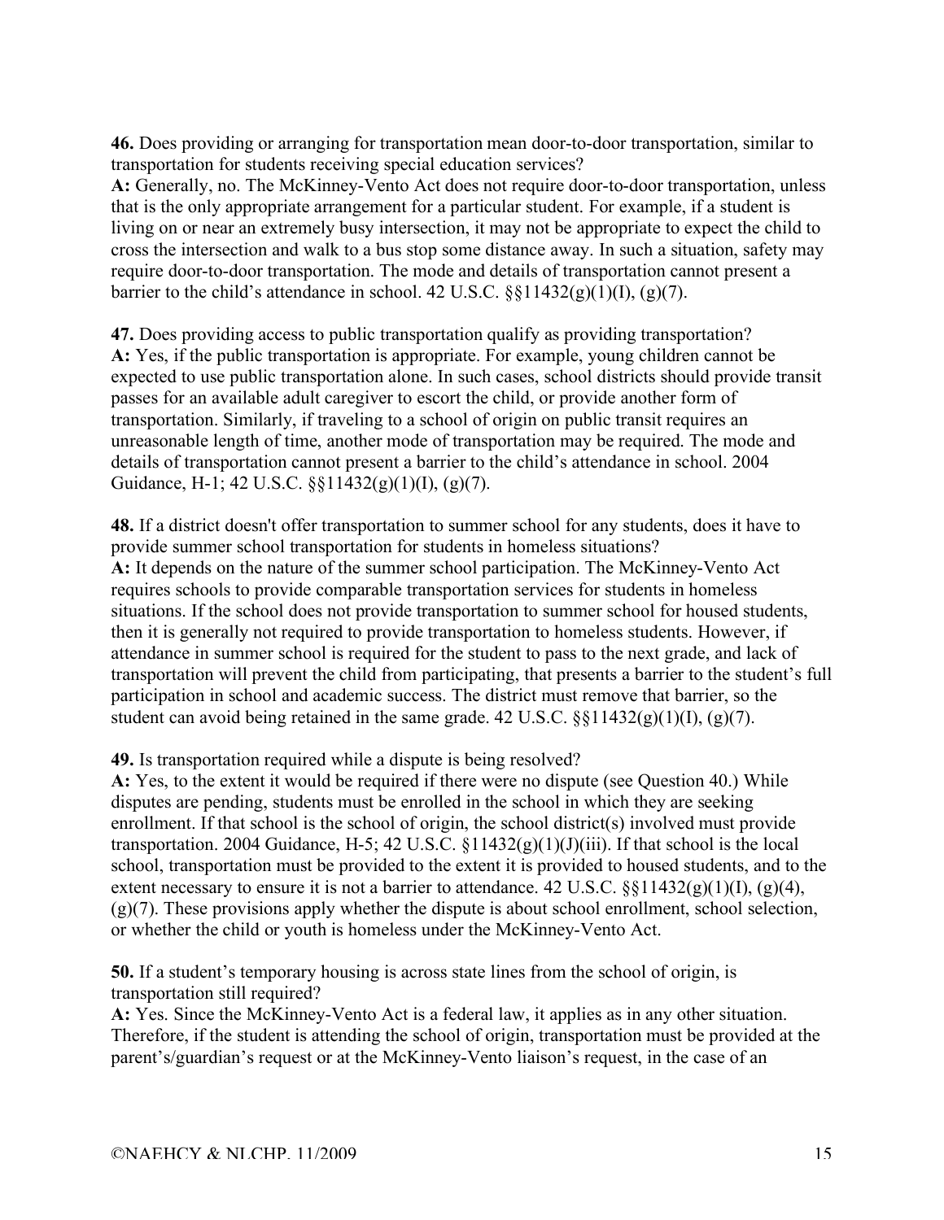**46.** Does providing or arranging for transportation mean door-to-door transportation, similar to transportation for students receiving special education services?
**A:** Generally, no. The McKinney-Vento Act does not require door-to-door transportation, unless that is the only appropriate arrangement for a particular student. For example, if a student is living on or near an extremely busy intersection, it may not be appropriate to expect the child to cross the intersection and walk to a bus stop some distance away. In such a situation, safety may require door-to-door transportation. The mode and details of transportation cannot present a barrier to the child's attendance in school. 42 U.S.C. §§11432(g)(1)(I), (g)(7).

**47.** Does providing access to public transportation qualify as providing transportation?
**A:** Yes, if the public transportation is appropriate. For example, young children cannot be expected to use public transportation alone. In such cases, school districts should provide transit passes for an available adult caregiver to escort the child, or provide another form of transportation. Similarly, if traveling to a school of origin on public transit requires an unreasonable length of time, another mode of transportation may be required. The mode and details of transportation cannot present a barrier to the child's attendance in school. 2004 Guidance, H-1; 42 U.S.C. §§11432(g)(1)(I), (g)(7).

**48.** If a district doesn't offer transportation to summer school for any students, does it have to provide summer school transportation for students in homeless situations?
**A:** It depends on the nature of the summer school participation. The McKinney-Vento Act requires schools to provide comparable transportation services for students in homeless situations. If the school does not provide transportation to summer school for housed students, then it is generally not required to provide transportation to homeless students. However, if attendance in summer school is required for the student to pass to the next grade, and lack of transportation will prevent the child from participating, that presents a barrier to the student's full participation in school and academic success. The district must remove that barrier, so the student can avoid being retained in the same grade. 42 U.S.C. §§11432(g)(1)(I), (g)(7).

**49.** Is transportation required while a dispute is being resolved?
**A:** Yes, to the extent it would be required if there were no dispute (see Question 40.) While disputes are pending, students must be enrolled in the school in which they are seeking enrollment. If that school is the school of origin, the school district(s) involved must provide transportation. 2004 Guidance, H-5; 42 U.S.C. §11432(g)(1)(J)(iii). If that school is the local school, transportation must be provided to the extent it is provided to housed students, and to the extent necessary to ensure it is not a barrier to attendance. 42 U.S.C. §§11432(g)(1)(I), (g)(4), (g)(7). These provisions apply whether the dispute is about school enrollment, school selection, or whether the child or youth is homeless under the McKinney-Vento Act.

**50.** If a student's temporary housing is across state lines from the school of origin, is transportation still required?
**A:** Yes. Since the McKinney-Vento Act is a federal law, it applies as in any other situation. Therefore, if the student is attending the school of origin, transportation must be provided at the parent's/guardian's request or at the McKinney-Vento liaison's request, in the case of an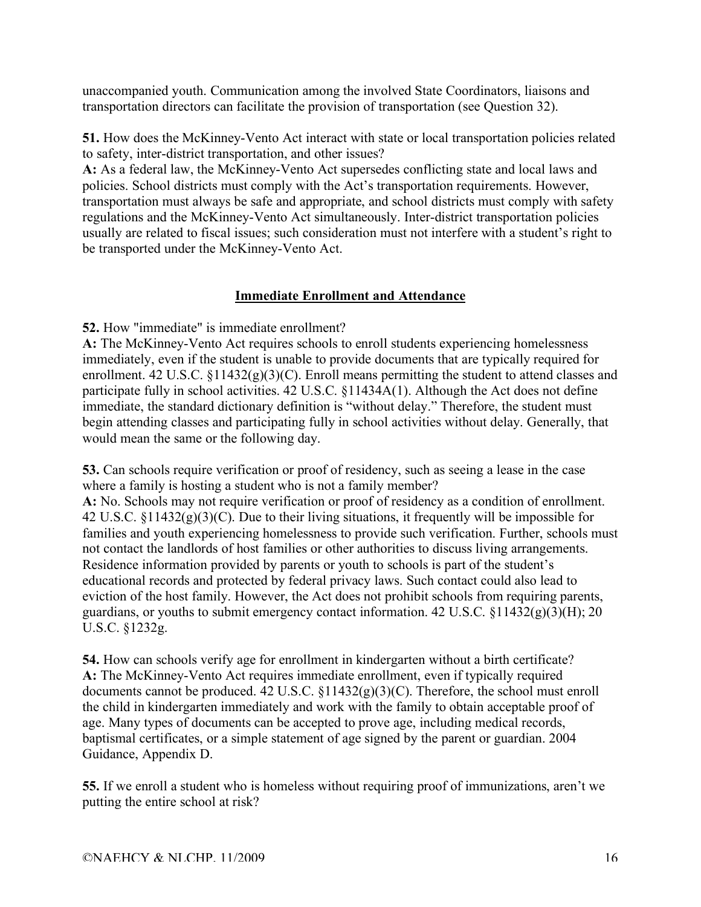unaccompanied youth. Communication among the involved State Coordinators, liaisons and transportation directors can facilitate the provision of transportation (see Question 32).

**51.** How does the McKinney-Vento Act interact with state or local transportation policies related to safety, inter-district transportation, and other issues?
**A:** As a federal law, the McKinney-Vento Act supersedes conflicting state and local laws and policies. School districts must comply with the Act's transportation requirements. However, transportation must always be safe and appropriate, and school districts must comply with safety regulations and the McKinney-Vento Act simultaneously. Inter-district transportation policies usually are related to fiscal issues; such consideration must not interfere with a student's right to be transported under the McKinney-Vento Act.

## Immediate Enrollment and Attendance

**52.** How "immediate" is immediate enrollment?
**A:** The McKinney-Vento Act requires schools to enroll students experiencing homelessness immediately, even if the student is unable to provide documents that are typically required for enrollment. 42 U.S.C. §11432(g)(3)(C). Enroll means permitting the student to attend classes and participate fully in school activities. 42 U.S.C. §11434A(1). Although the Act does not define immediate, the standard dictionary definition is "without delay." Therefore, the student must begin attending classes and participating fully in school activities without delay. Generally, that would mean the same or the following day.

**53.** Can schools require verification or proof of residency, such as seeing a lease in the case where a family is hosting a student who is not a family member?
**A:** No. Schools may not require verification or proof of residency as a condition of enrollment. 42 U.S.C. §11432(g)(3)(C). Due to their living situations, it frequently will be impossible for families and youth experiencing homelessness to provide such verification. Further, schools must not contact the landlords of host families or other authorities to discuss living arrangements. Residence information provided by parents or youth to schools is part of the student's educational records and protected by federal privacy laws. Such contact could also lead to eviction of the host family. However, the Act does not prohibit schools from requiring parents, guardians, or youths to submit emergency contact information. 42 U.S.C. §11432(g)(3)(H); 20 U.S.C. §1232g.

**54.** How can schools verify age for enrollment in kindergarten without a birth certificate?
**A:** The McKinney-Vento Act requires immediate enrollment, even if typically required documents cannot be produced. 42 U.S.C. §11432(g)(3)(C). Therefore, the school must enroll the child in kindergarten immediately and work with the family to obtain acceptable proof of age. Many types of documents can be accepted to prove age, including medical records, baptismal certificates, or a simple statement of age signed by the parent or guardian. 2004 Guidance, Appendix D.

**55.** If we enroll a student who is homeless without requiring proof of immunizations, aren't we putting the entire school at risk?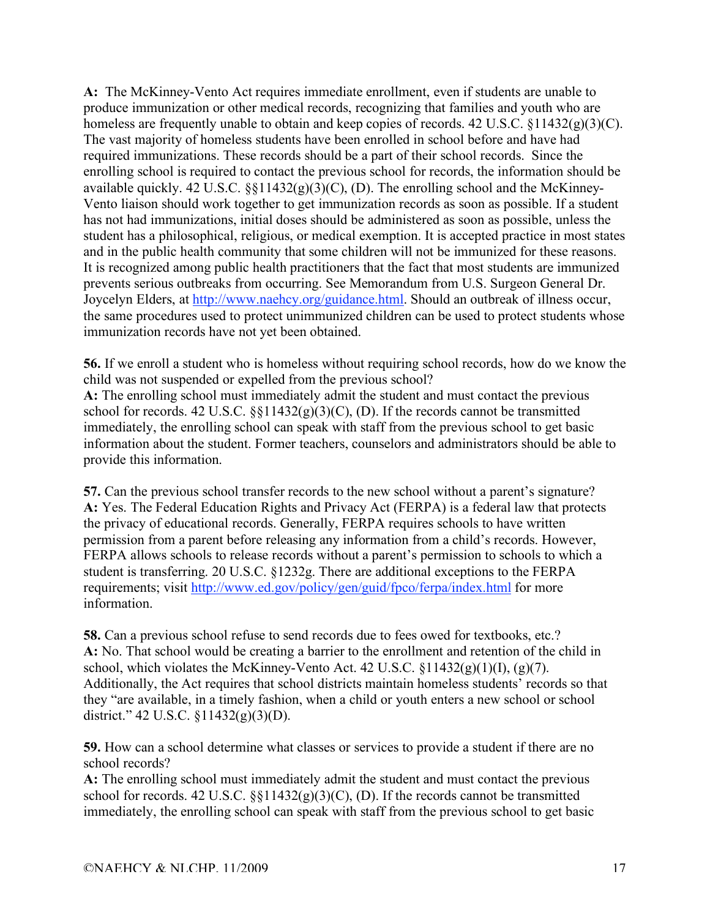**A:** The McKinney-Vento Act requires immediate enrollment, even if students are unable to produce immunization or other medical records, recognizing that families and youth who are homeless are frequently unable to obtain and keep copies of records. 42 U.S.C. §11432(g)(3)(C). The vast majority of homeless students have been enrolled in school before and have had required immunizations. These records should be a part of their school records. Since the enrolling school is required to contact the previous school for records, the information should be available quickly. 42 U.S.C. §§11432(g)(3)(C), (D). The enrolling school and the McKinney-Vento liaison should work together to get immunization records as soon as possible. If a student has not had immunizations, initial doses should be administered as soon as possible, unless the student has a philosophical, religious, or medical exemption. It is accepted practice in most states and in the public health community that some children will not be immunized for these reasons. It is recognized among public health practitioners that the fact that most students are immunized prevents serious outbreaks from occurring. See Memorandum from U.S. Surgeon General Dr. Joycelyn Elders, at http://www.naehcy.org/guidance.html. Should an outbreak of illness occur, the same procedures used to protect unimmunized children can be used to protect students whose immunization records have not yet been obtained.

**56.** If we enroll a student who is homeless without requiring school records, how do we know the child was not suspended or expelled from the previous school?
**A:** The enrolling school must immediately admit the student and must contact the previous school for records. 42 U.S.C. §§11432(g)(3)(C), (D). If the records cannot be transmitted immediately, the enrolling school can speak with staff from the previous school to get basic information about the student. Former teachers, counselors and administrators should be able to provide this information.

**57.** Can the previous school transfer records to the new school without a parent's signature?
**A:** Yes. The Federal Education Rights and Privacy Act (FERPA) is a federal law that protects the privacy of educational records. Generally, FERPA requires schools to have written permission from a parent before releasing any information from a child's records. However, FERPA allows schools to release records without a parent's permission to schools to which a student is transferring. 20 U.S.C. §1232g. There are additional exceptions to the FERPA requirements; visit http://www.ed.gov/policy/gen/guid/fpco/ferpa/index.html for more information.

**58.** Can a previous school refuse to send records due to fees owed for textbooks, etc.?
**A:** No. That school would be creating a barrier to the enrollment and retention of the child in school, which violates the McKinney-Vento Act. 42 U.S.C. §11432(g)(1)(I), (g)(7). Additionally, the Act requires that school districts maintain homeless students' records so that they "are available, in a timely fashion, when a child or youth enters a new school or school district." 42 U.S.C. §11432(g)(3)(D).

**59.** How can a school determine what classes or services to provide a student if there are no school records?
**A:** The enrolling school must immediately admit the student and must contact the previous school for records. 42 U.S.C. §§11432(g)(3)(C), (D). If the records cannot be transmitted immediately, the enrolling school can speak with staff from the previous school to get basic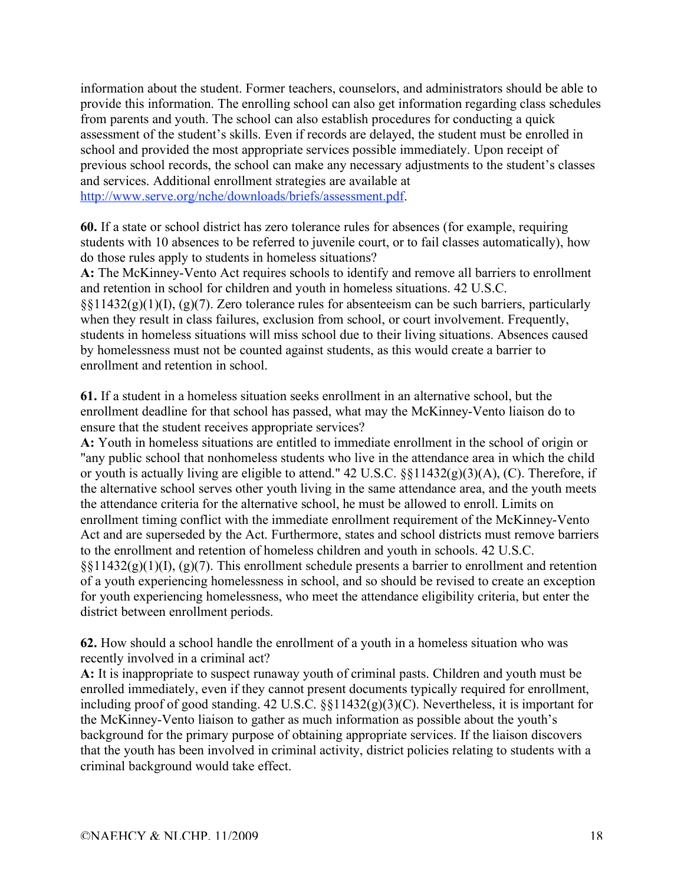information about the student. Former teachers, counselors, and administrators should be able to provide this information. The enrolling school can also get information regarding class schedules from parents and youth. The school can also establish procedures for conducting a quick assessment of the student's skills. Even if records are delayed, the student must be enrolled in school and provided the most appropriate services possible immediately. Upon receipt of previous school records, the school can make any necessary adjustments to the student's classes and services. Additional enrollment strategies are available at http://www.serve.org/nche/downloads/briefs/assessment.pdf.

**60.** If a state or school district has zero tolerance rules for absences (for example, requiring students with 10 absences to be referred to juvenile court, or to fail classes automatically), how do those rules apply to students in homeless situations?
**A:** The McKinney-Vento Act requires schools to identify and remove all barriers to enrollment and retention in school for children and youth in homeless situations. 42 U.S.C. §§11432(g)(1)(I), (g)(7). Zero tolerance rules for absenteeism can be such barriers, particularly when they result in class failures, exclusion from school, or court involvement. Frequently, students in homeless situations will miss school due to their living situations. Absences caused by homelessness must not be counted against students, as this would create a barrier to enrollment and retention in school.

**61.** If a student in a homeless situation seeks enrollment in an alternative school, but the enrollment deadline for that school has passed, what may the McKinney-Vento liaison do to ensure that the student receives appropriate services?
**A:** Youth in homeless situations are entitled to immediate enrollment in the school of origin or "any public school that nonhomeless students who live in the attendance area in which the child or youth is actually living are eligible to attend." 42 U.S.C. §§11432(g)(3)(A), (C). Therefore, if the alternative school serves other youth living in the same attendance area, and the youth meets the attendance criteria for the alternative school, he must be allowed to enroll. Limits on enrollment timing conflict with the immediate enrollment requirement of the McKinney-Vento Act and are superseded by the Act. Furthermore, states and school districts must remove barriers to the enrollment and retention of homeless children and youth in schools. 42 U.S.C. §§11432(g)(1)(I), (g)(7). This enrollment schedule presents a barrier to enrollment and retention of a youth experiencing homelessness in school, and so should be revised to create an exception for youth experiencing homelessness, who meet the attendance eligibility criteria, but enter the district between enrollment periods.

**62.** How should a school handle the enrollment of a youth in a homeless situation who was recently involved in a criminal act?
**A:** It is inappropriate to suspect runaway youth of criminal pasts. Children and youth must be enrolled immediately, even if they cannot present documents typically required for enrollment, including proof of good standing. 42 U.S.C. §§11432(g)(3)(C). Nevertheless, it is important for the McKinney-Vento liaison to gather as much information as possible about the youth's background for the primary purpose of obtaining appropriate services. If the liaison discovers that the youth has been involved in criminal activity, district policies relating to students with a criminal background would take effect.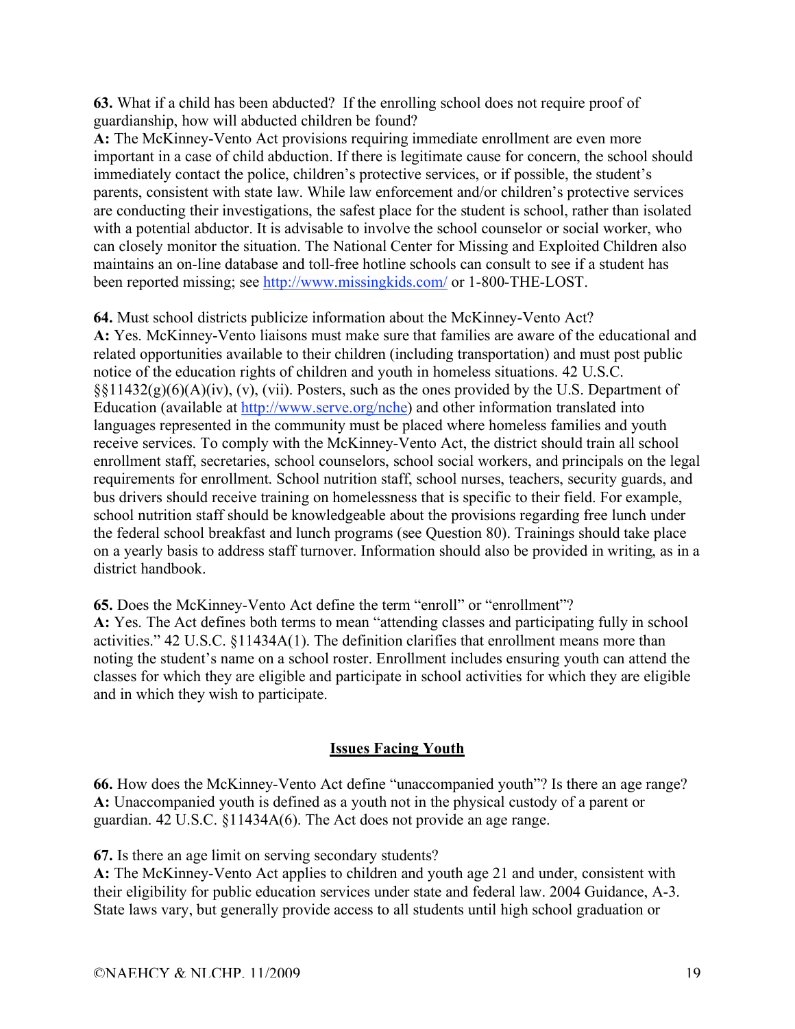**63.** What if a child has been abducted? If the enrolling school does not require proof of guardianship, how will abducted children be found?
**A:** The McKinney-Vento Act provisions requiring immediate enrollment are even more important in a case of child abduction. If there is legitimate cause for concern, the school should immediately contact the police, children's protective services, or if possible, the student's parents, consistent with state law. While law enforcement and/or children's protective services are conducting their investigations, the safest place for the student is school, rather than isolated with a potential abductor. It is advisable to involve the school counselor or social worker, who can closely monitor the situation. The National Center for Missing and Exploited Children also maintains an on-line database and toll-free hotline schools can consult to see if a student has been reported missing; see http://www.missingkids.com/ or 1-800-THE-LOST.

**64.** Must school districts publicize information about the McKinney-Vento Act?
**A:** Yes. McKinney-Vento liaisons must make sure that families are aware of the educational and related opportunities available to their children (including transportation) and must post public notice of the education rights of children and youth in homeless situations. 42 U.S.C. §§11432(g)(6)(A)(iv), (v), (vii). Posters, such as the ones provided by the U.S. Department of Education (available at http://www.serve.org/nche) and other information translated into languages represented in the community must be placed where homeless families and youth receive services. To comply with the McKinney-Vento Act, the district should train all school enrollment staff, secretaries, school counselors, school social workers, and principals on the legal requirements for enrollment. School nutrition staff, school nurses, teachers, security guards, and bus drivers should receive training on homelessness that is specific to their field. For example, school nutrition staff should be knowledgeable about the provisions regarding free lunch under the federal school breakfast and lunch programs (see Question 80). Trainings should take place on a yearly basis to address staff turnover. Information should also be provided in writing, as in a district handbook.

**65.** Does the McKinney-Vento Act define the term "enroll" or "enrollment"?
**A:** Yes. The Act defines both terms to mean "attending classes and participating fully in school activities." 42 U.S.C. §11434A(1). The definition clarifies that enrollment means more than noting the student's name on a school roster. Enrollment includes ensuring youth can attend the classes for which they are eligible and participate in school activities for which they are eligible and in which they wish to participate.

## Issues Facing Youth

**66.** How does the McKinney-Vento Act define "unaccompanied youth"? Is there an age range?
**A:** Unaccompanied youth is defined as a youth not in the physical custody of a parent or guardian. 42 U.S.C. §11434A(6). The Act does not provide an age range.

**67.** Is there an age limit on serving secondary students?
**A:** The McKinney-Vento Act applies to children and youth age 21 and under, consistent with their eligibility for public education services under state and federal law. 2004 Guidance, A-3. State laws vary, but generally provide access to all students until high school graduation or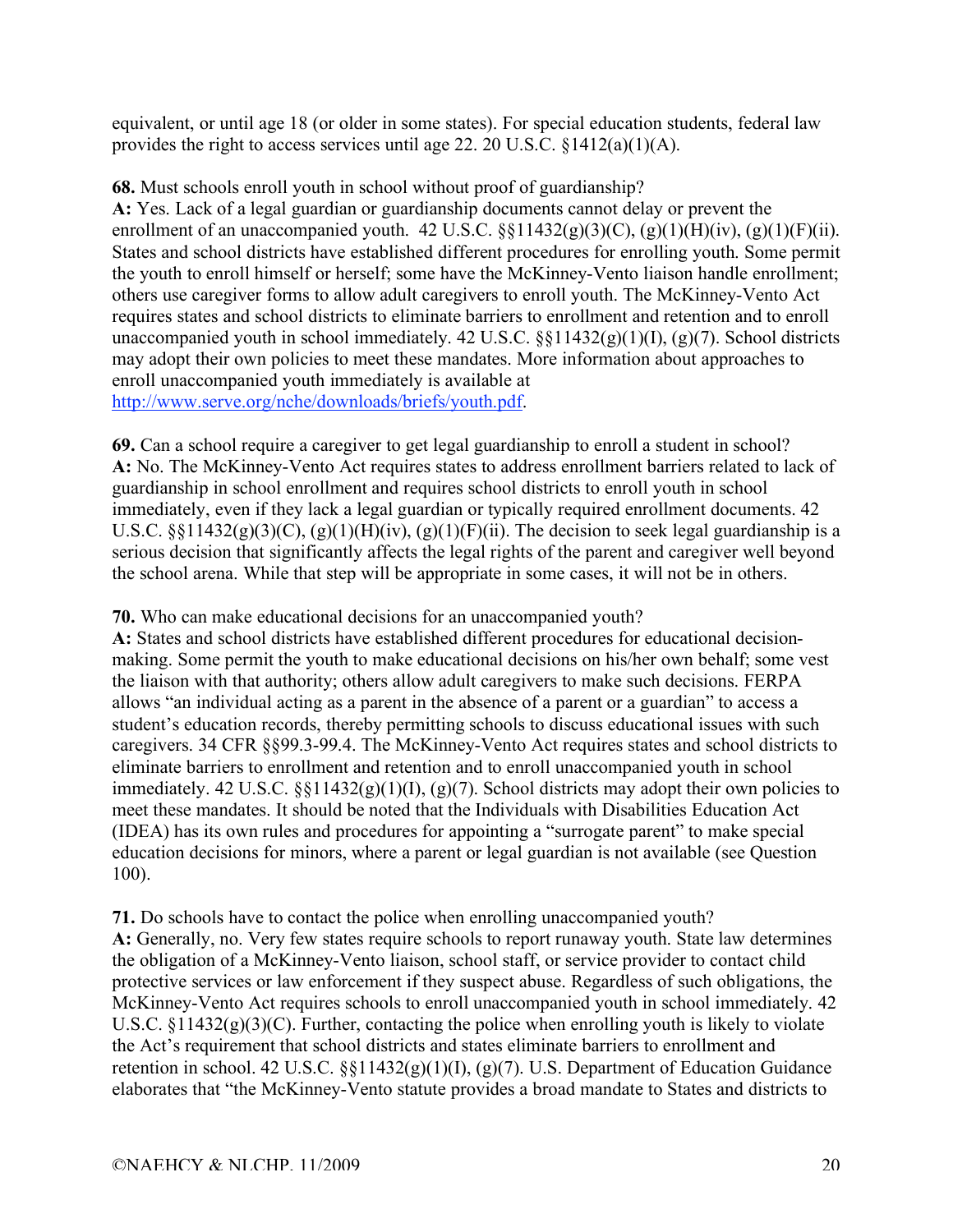equivalent, or until age 18 (or older in some states). For special education students, federal law provides the right to access services until age 22. 20 U.S.C. §1412(a)(1)(A).

**68.** Must schools enroll youth in school without proof of guardianship?
**A:** Yes. Lack of a legal guardian or guardianship documents cannot delay or prevent the enrollment of an unaccompanied youth. 42 U.S.C. §§11432(g)(3)(C), (g)(1)(H)(iv), (g)(1)(F)(ii). States and school districts have established different procedures for enrolling youth. Some permit the youth to enroll himself or herself; some have the McKinney-Vento liaison handle enrollment; others use caregiver forms to allow adult caregivers to enroll youth. The McKinney-Vento Act requires states and school districts to eliminate barriers to enrollment and retention and to enroll unaccompanied youth in school immediately. 42 U.S.C. §§11432(g)(1)(I), (g)(7). School districts may adopt their own policies to meet these mandates. More information about approaches to enroll unaccompanied youth immediately is available at http://www.serve.org/nche/downloads/briefs/youth.pdf.

**69.** Can a school require a caregiver to get legal guardianship to enroll a student in school?
**A:** No. The McKinney-Vento Act requires states to address enrollment barriers related to lack of guardianship in school enrollment and requires school districts to enroll youth in school immediately, even if they lack a legal guardian or typically required enrollment documents. 42 U.S.C. §§11432(g)(3)(C), (g)(1)(H)(iv), (g)(1)(F)(ii). The decision to seek legal guardianship is a serious decision that significantly affects the legal rights of the parent and caregiver well beyond the school arena. While that step will be appropriate in some cases, it will not be in others.

**70.** Who can make educational decisions for an unaccompanied youth?
**A:** States and school districts have established different procedures for educational decision-making. Some permit the youth to make educational decisions on his/her own behalf; some vest the liaison with that authority; others allow adult caregivers to make such decisions. FERPA allows "an individual acting as a parent in the absence of a parent or a guardian" to access a student's education records, thereby permitting schools to discuss educational issues with such caregivers. 34 CFR §§99.3-99.4. The McKinney-Vento Act requires states and school districts to eliminate barriers to enrollment and retention and to enroll unaccompanied youth in school immediately. 42 U.S.C. §§11432(g)(1)(I), (g)(7). School districts may adopt their own policies to meet these mandates. It should be noted that the Individuals with Disabilities Education Act (IDEA) has its own rules and procedures for appointing a "surrogate parent" to make special education decisions for minors, where a parent or legal guardian is not available (see Question 100).

**71.** Do schools have to contact the police when enrolling unaccompanied youth?
**A:** Generally, no. Very few states require schools to report runaway youth. State law determines the obligation of a McKinney-Vento liaison, school staff, or service provider to contact child protective services or law enforcement if they suspect abuse. Regardless of such obligations, the McKinney-Vento Act requires schools to enroll unaccompanied youth in school immediately. 42 U.S.C. §11432(g)(3)(C). Further, contacting the police when enrolling youth is likely to violate the Act's requirement that school districts and states eliminate barriers to enrollment and retention in school. 42 U.S.C. §§11432(g)(1)(I), (g)(7). U.S. Department of Education Guidance elaborates that "the McKinney-Vento statute provides a broad mandate to States and districts to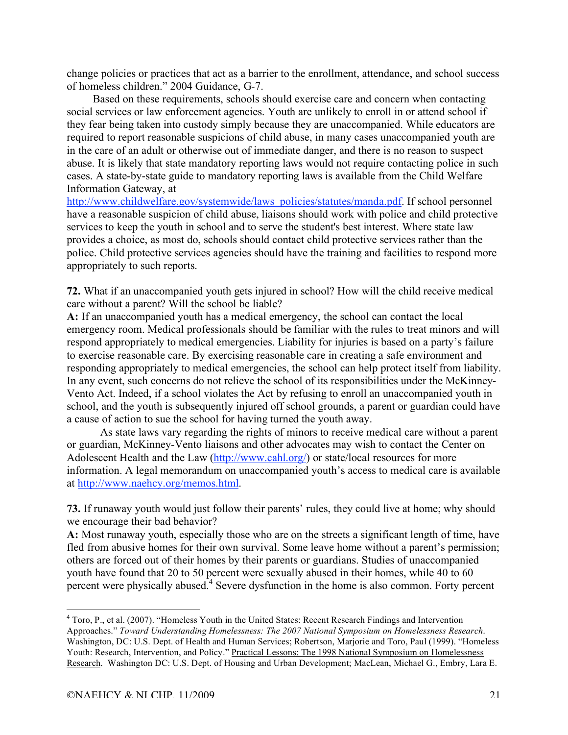change policies or practices that act as a barrier to the enrollment, attendance, and school success of homeless children." 2004 Guidance, G-7.

Based on these requirements, schools should exercise care and concern when contacting social services or law enforcement agencies. Youth are unlikely to enroll in or attend school if they fear being taken into custody simply because they are unaccompanied. While educators are required to report reasonable suspicions of child abuse, in many cases unaccompanied youth are in the care of an adult or otherwise out of immediate danger, and there is no reason to suspect abuse. It is likely that state mandatory reporting laws would not require contacting police in such cases. A state-by-state guide to mandatory reporting laws is available from the Child Welfare Information Gateway, at http://www.childwelfare.gov/systemwide/laws_policies/statutes/manda.pdf. If school personnel have a reasonable suspicion of child abuse, liaisons should work with police and child protective services to keep the youth in school and to serve the student's best interest. Where state law provides a choice, as most do, schools should contact child protective services rather than the police. Child protective services agencies should have the training and facilities to respond more appropriately to such reports.

**72.** What if an unaccompanied youth gets injured in school? How will the child receive medical care without a parent? Will the school be liable?
**A:** If an unaccompanied youth has a medical emergency, the school can contact the local emergency room. Medical professionals should be familiar with the rules to treat minors and will respond appropriately to medical emergencies. Liability for injuries is based on a party's failure to exercise reasonable care. By exercising reasonable care in creating a safe environment and responding appropriately to medical emergencies, the school can help protect itself from liability. In any event, such concerns do not relieve the school of its responsibilities under the McKinney-Vento Act. Indeed, if a school violates the Act by refusing to enroll an unaccompanied youth in school, and the youth is subsequently injured off school grounds, a parent or guardian could have a cause of action to sue the school for having turned the youth away.

As state laws vary regarding the rights of minors to receive medical care without a parent or guardian, McKinney-Vento liaisons and other advocates may wish to contact the Center on Adolescent Health and the Law (http://www.cahl.org/) or state/local resources for more information. A legal memorandum on unaccompanied youth's access to medical care is available at http://www.naehcy.org/memos.html.

**73.** If runaway youth would just follow their parents' rules, they could live at home; why should we encourage their bad behavior?
**A:** Most runaway youth, especially those who are on the streets a significant length of time, have fled from abusive homes for their own survival. Some leave home without a parent's permission; others are forced out of their homes by their parents or guardians. Studies of unaccompanied youth have found that 20 to 50 percent were sexually abused in their homes, while 40 to 60 percent were physically abused.[4] Severe dysfunction in the home is also common. Forty percent

---

[4] Toro, P., et al. (2007). "Homeless Youth in the United States: Recent Research Findings and Intervention Approaches." *Toward Understanding Homelessness: The 2007 National Symposium on Homelessness Research*. Washington, DC: U.S. Dept. of Health and Human Services; Robertson, Marjorie and Toro, Paul (1999). "Homeless Youth: Research, Intervention, and Policy." Practical Lessons: The 1998 National Symposium on Homelessness Research. Washington DC: U.S. Dept. of Housing and Urban Development; MacLean, Michael G., Embry, Lara E.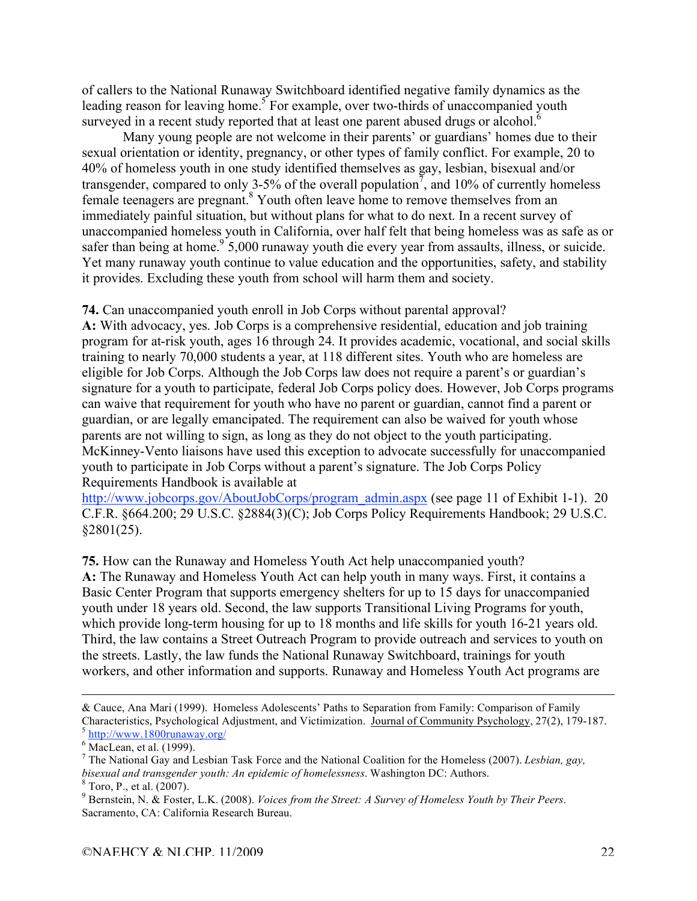of callers to the National Runaway Switchboard identified negative family dynamics as the leading reason for leaving home.[5] For example, over two-thirds of unaccompanied youth surveyed in a recent study reported that at least one parent abused drugs or alcohol.[6]

Many young people are not welcome in their parents' or guardians' homes due to their sexual orientation or identity, pregnancy, or other types of family conflict. For example, 20 to 40% of homeless youth in one study identified themselves as gay, lesbian, bisexual and/or transgender, compared to only 3-5% of the overall population[7], and 10% of currently homeless female teenagers are pregnant.[8] Youth often leave home to remove themselves from an immediately painful situation, but without plans for what to do next. In a recent survey of unaccompanied homeless youth in California, over half felt that being homeless was as safe as or safer than being at home.[9] 5,000 runaway youth die every year from assaults, illness, or suicide. Yet many runaway youth continue to value education and the opportunities, safety, and stability it provides. Excluding these youth from school will harm them and society.

**74.** Can unaccompanied youth enroll in Job Corps without parental approval?
**A:** With advocacy, yes. Job Corps is a comprehensive residential, education and job training program for at-risk youth, ages 16 through 24. It provides academic, vocational, and social skills training to nearly 70,000 students a year, at 118 different sites. Youth who are homeless are eligible for Job Corps. Although the Job Corps law does not require a parent's or guardian's signature for a youth to participate, federal Job Corps policy does. However, Job Corps programs can waive that requirement for youth who have no parent or guardian, cannot find a parent or guardian, or are legally emancipated. The requirement can also be waived for youth whose parents are not willing to sign, as long as they do not object to the youth participating. McKinney-Vento liaisons have used this exception to advocate successfully for unaccompanied youth to participate in Job Corps without a parent's signature. The Job Corps Policy Requirements Handbook is available at http://www.jobcorps.gov/AboutJobCorps/program_admin.aspx (see page 11 of Exhibit 1-1). 20 C.F.R. §664.200; 29 U.S.C. §2884(3)(C); Job Corps Policy Requirements Handbook; 29 U.S.C. §2801(25).

**75.** How can the Runaway and Homeless Youth Act help unaccompanied youth?
**A:** The Runaway and Homeless Youth Act can help youth in many ways. First, it contains a Basic Center Program that supports emergency shelters for up to 15 days for unaccompanied youth under 18 years old. Second, the law supports Transitional Living Programs for youth, which provide long-term housing for up to 18 months and life skills for youth 16-21 years old. Third, the law contains a Street Outreach Program to provide outreach and services to youth on the streets. Lastly, the law funds the National Runaway Switchboard, trainings for youth workers, and other information and supports. Runaway and Homeless Youth Act programs are

---

& Cauce, Ana Mari (1999). Homeless Adolescents' Paths to Separation from Family: Comparison of Family Characteristics, Psychological Adjustment, and Victimization. Journal of Community Psychology, 27(2), 179-187.

[5] http://www.1800runaway.org/

[6] MacLean, et al. (1999).

[7] The National Gay and Lesbian Task Force and the National Coalition for the Homeless (2007). *Lesbian, gay, bisexual and transgender youth: An epidemic of homelessness*. Washington DC: Authors.

[8] Toro, P., et al. (2007).

[9] Bernstein, N. & Foster, L.K. (2008). *Voices from the Street: A Survey of Homeless Youth by Their Peers*. Sacramento, CA: California Research Bureau.

©NAEHCY & NLCHP, 11/2009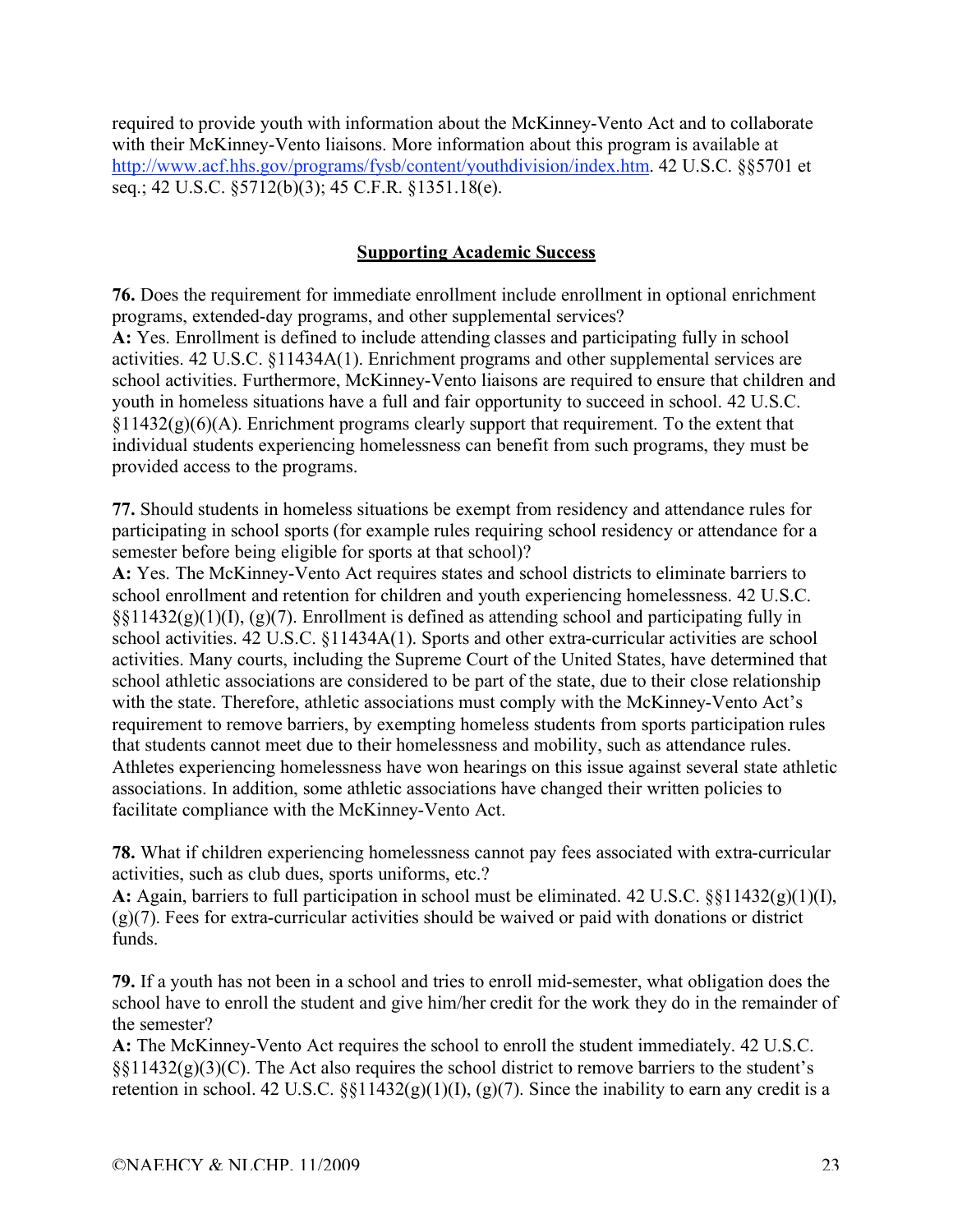required to provide youth with information about the McKinney-Vento Act and to collaborate with their McKinney-Vento liaisons. More information about this program is available at [http://www.acf.hhs.gov/programs/fysb/content/youthdivision/index.htm](http://www.acf.hhs.gov/programs/fysb/content/youthdivision/index.htm). 42 U.S.C. §§5701 et seq.; 42 U.S.C. §5712(b)(3); 45 C.F.R. §1351.18(e).

## Supporting Academic Success

**76.** Does the requirement for immediate enrollment include enrollment in optional enrichment programs, extended-day programs, and other supplemental services?
**A:** Yes. Enrollment is defined to include attending classes and participating fully in school activities. 42 U.S.C. §11434A(1). Enrichment programs and other supplemental services are school activities. Furthermore, McKinney-Vento liaisons are required to ensure that children and youth in homeless situations have a full and fair opportunity to succeed in school. 42 U.S.C. §11432(g)(6)(A). Enrichment programs clearly support that requirement. To the extent that individual students experiencing homelessness can benefit from such programs, they must be provided access to the programs.

**77.** Should students in homeless situations be exempt from residency and attendance rules for participating in school sports (for example rules requiring school residency or attendance for a semester before being eligible for sports at that school)?
**A:** Yes. The McKinney-Vento Act requires states and school districts to eliminate barriers to school enrollment and retention for children and youth experiencing homelessness. 42 U.S.C. §§11432(g)(1)(I), (g)(7). Enrollment is defined as attending school and participating fully in school activities. 42 U.S.C. §11434A(1). Sports and other extra-curricular activities are school activities. Many courts, including the Supreme Court of the United States, have determined that school athletic associations are considered to be part of the state, due to their close relationship with the state. Therefore, athletic associations must comply with the McKinney-Vento Act's requirement to remove barriers, by exempting homeless students from sports participation rules that students cannot meet due to their homelessness and mobility, such as attendance rules. Athletes experiencing homelessness have won hearings on this issue against several state athletic associations. In addition, some athletic associations have changed their written policies to facilitate compliance with the McKinney-Vento Act.

**78.** What if children experiencing homelessness cannot pay fees associated with extra-curricular activities, such as club dues, sports uniforms, etc.?
**A:** Again, barriers to full participation in school must be eliminated. 42 U.S.C. §§11432(g)(1)(I), (g)(7). Fees for extra-curricular activities should be waived or paid with donations or district funds.

**79.** If a youth has not been in a school and tries to enroll mid-semester, what obligation does the school have to enroll the student and give him/her credit for the work they do in the remainder of the semester?
**A:** The McKinney-Vento Act requires the school to enroll the student immediately. 42 U.S.C. §§11432(g)(3)(C). The Act also requires the school district to remove barriers to the student's retention in school. 42 U.S.C. §§11432(g)(1)(I), (g)(7). Since the inability to earn any credit is a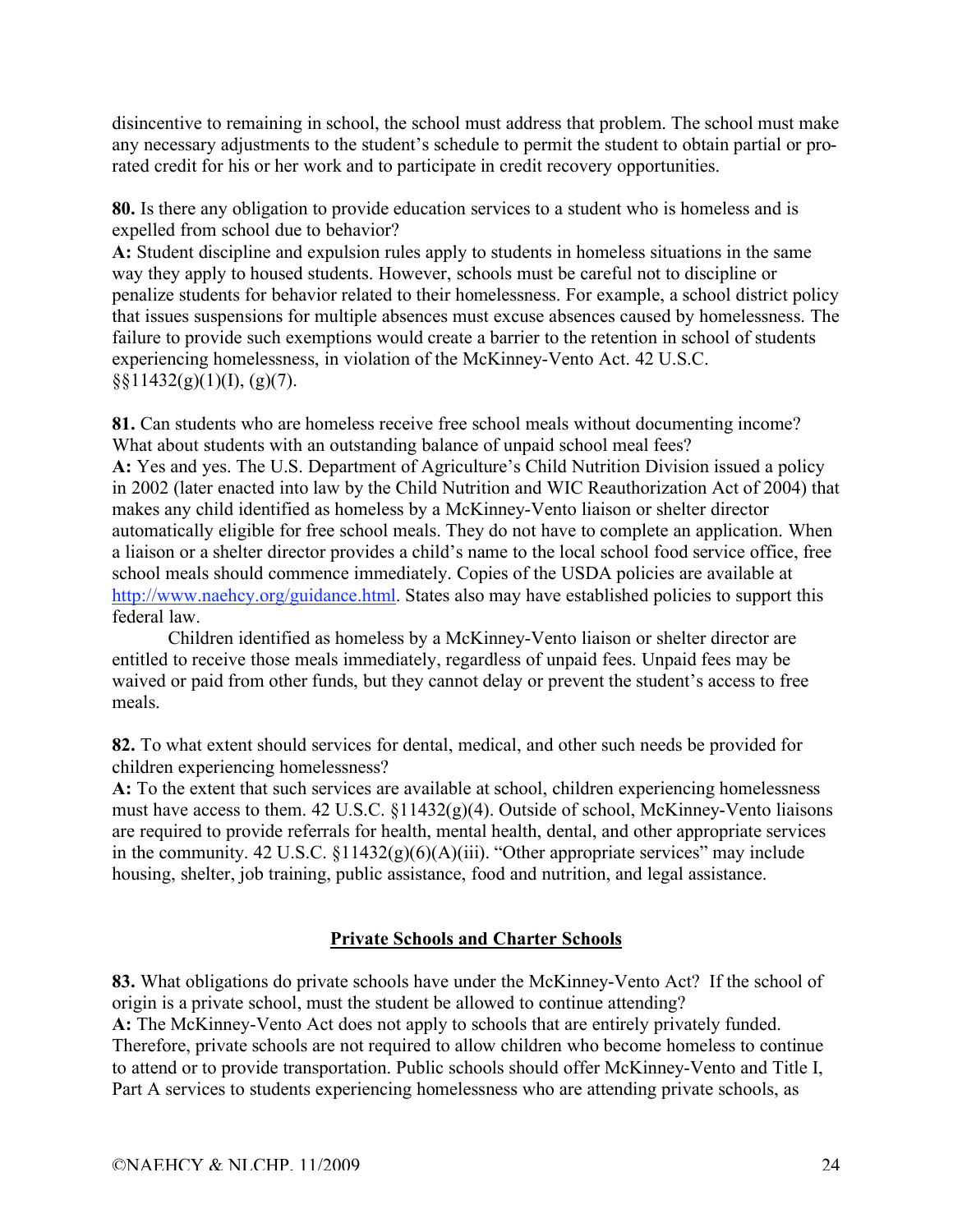disincentive to remaining in school, the school must address that problem. The school must make any necessary adjustments to the student's schedule to permit the student to obtain partial or pro-rated credit for his or her work and to participate in credit recovery opportunities.

**80.** Is there any obligation to provide education services to a student who is homeless and is expelled from school due to behavior?
**A:** Student discipline and expulsion rules apply to students in homeless situations in the same way they apply to housed students. However, schools must be careful not to discipline or penalize students for behavior related to their homelessness. For example, a school district policy that issues suspensions for multiple absences must excuse absences caused by homelessness. The failure to provide such exemptions would create a barrier to the retention in school of students experiencing homelessness, in violation of the McKinney-Vento Act. 42 U.S.C. §§11432(g)(1)(I), (g)(7).

**81.** Can students who are homeless receive free school meals without documenting income? What about students with an outstanding balance of unpaid school meal fees?
**A:** Yes and yes. The U.S. Department of Agriculture's Child Nutrition Division issued a policy in 2002 (later enacted into law by the Child Nutrition and WIC Reauthorization Act of 2004) that makes any child identified as homeless by a McKinney-Vento liaison or shelter director automatically eligible for free school meals. They do not have to complete an application. When a liaison or a shelter director provides a child's name to the local school food service office, free school meals should commence immediately. Copies of the USDA policies are available at http://www.naehcy.org/guidance.html. States also may have established policies to support this federal law.

Children identified as homeless by a McKinney-Vento liaison or shelter director are entitled to receive those meals immediately, regardless of unpaid fees. Unpaid fees may be waived or paid from other funds, but they cannot delay or prevent the student's access to free meals.

**82.** To what extent should services for dental, medical, and other such needs be provided for children experiencing homelessness?
**A:** To the extent that such services are available at school, children experiencing homelessness must have access to them. 42 U.S.C. §11432(g)(4). Outside of school, McKinney-Vento liaisons are required to provide referrals for health, mental health, dental, and other appropriate services in the community. 42 U.S.C. §11432(g)(6)(A)(iii). "Other appropriate services" may include housing, shelter, job training, public assistance, food and nutrition, and legal assistance.

## Private Schools and Charter Schools

**83.** What obligations do private schools have under the McKinney-Vento Act? If the school of origin is a private school, must the student be allowed to continue attending?
**A:** The McKinney-Vento Act does not apply to schools that are entirely privately funded. Therefore, private schools are not required to allow children who become homeless to continue to attend or to provide transportation. Public schools should offer McKinney-Vento and Title I, Part A services to students experiencing homelessness who are attending private schools, as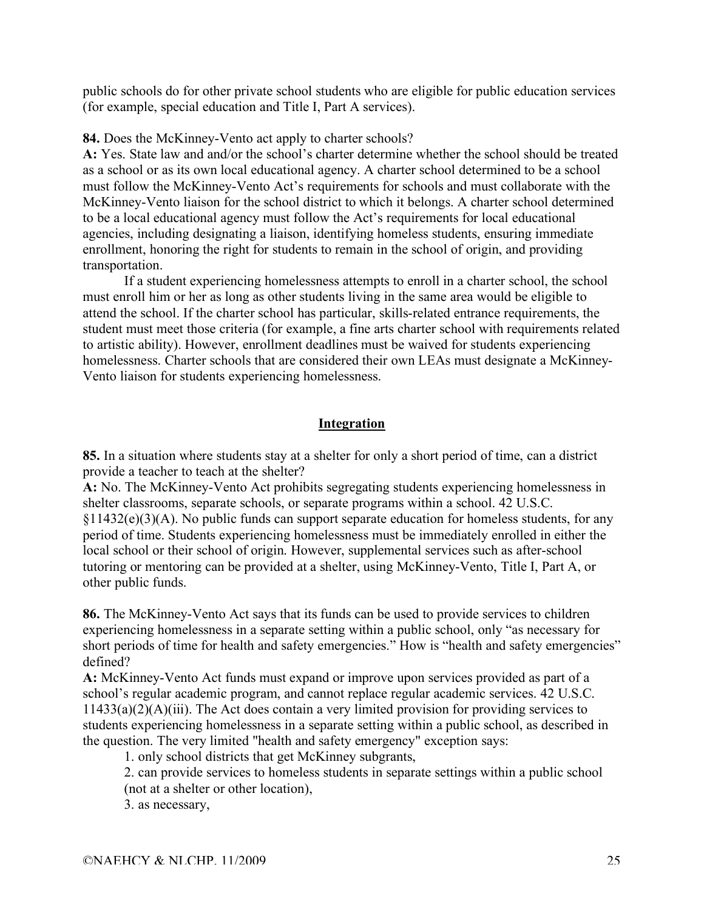public schools do for other private school students who are eligible for public education services (for example, special education and Title I, Part A services).

**84.** Does the McKinney-Vento act apply to charter schools?
**A:** Yes. State law and/or the school's charter determine whether the school should be treated as a school or as its own local educational agency. A charter school determined to be a school must follow the McKinney-Vento Act's requirements for schools and must collaborate with the McKinney-Vento liaison for the school district to which it belongs. A charter school determined to be a local educational agency must follow the Act's requirements for local educational agencies, including designating a liaison, identifying homeless students, ensuring immediate enrollment, honoring the right for students to remain in the school of origin, and providing transportation.

If a student experiencing homelessness attempts to enroll in a charter school, the school must enroll him or her as long as other students living in the same area would be eligible to attend the school. If the charter school has particular, skills-related entrance requirements, the student must meet those criteria (for example, a fine arts charter school with requirements related to artistic ability). However, enrollment deadlines must be waived for students experiencing homelessness. Charter schools that are considered their own LEAs must designate a McKinney-Vento liaison for students experiencing homelessness.

## Integration

**85.** In a situation where students stay at a shelter for only a short period of time, can a district provide a teacher to teach at the shelter?
**A:** No. The McKinney-Vento Act prohibits segregating students experiencing homelessness in shelter classrooms, separate schools, or separate programs within a school. 42 U.S.C. §11432(e)(3)(A). No public funds can support separate education for homeless students, for any period of time. Students experiencing homelessness must be immediately enrolled in either the local school or their school of origin. However, supplemental services such as after-school tutoring or mentoring can be provided at a shelter, using McKinney-Vento, Title I, Part A, or other public funds.

**86.** The McKinney-Vento Act says that its funds can be used to provide services to children experiencing homelessness in a separate setting within a public school, only "as necessary for short periods of time for health and safety emergencies." How is "health and safety emergencies" defined?
**A:** McKinney-Vento Act funds must expand or improve upon services provided as part of a school's regular academic program, and cannot replace regular academic services. 42 U.S.C. 11433(a)(2)(A)(iii). The Act does contain a very limited provision for providing services to students experiencing homelessness in a separate setting within a public school, as described in the question. The very limited "health and safety emergency" exception says:

1. only school districts that get McKinney subgrants,
2. can provide services to homeless students in separate settings within a public school (not at a shelter or other location),
3. as necessary,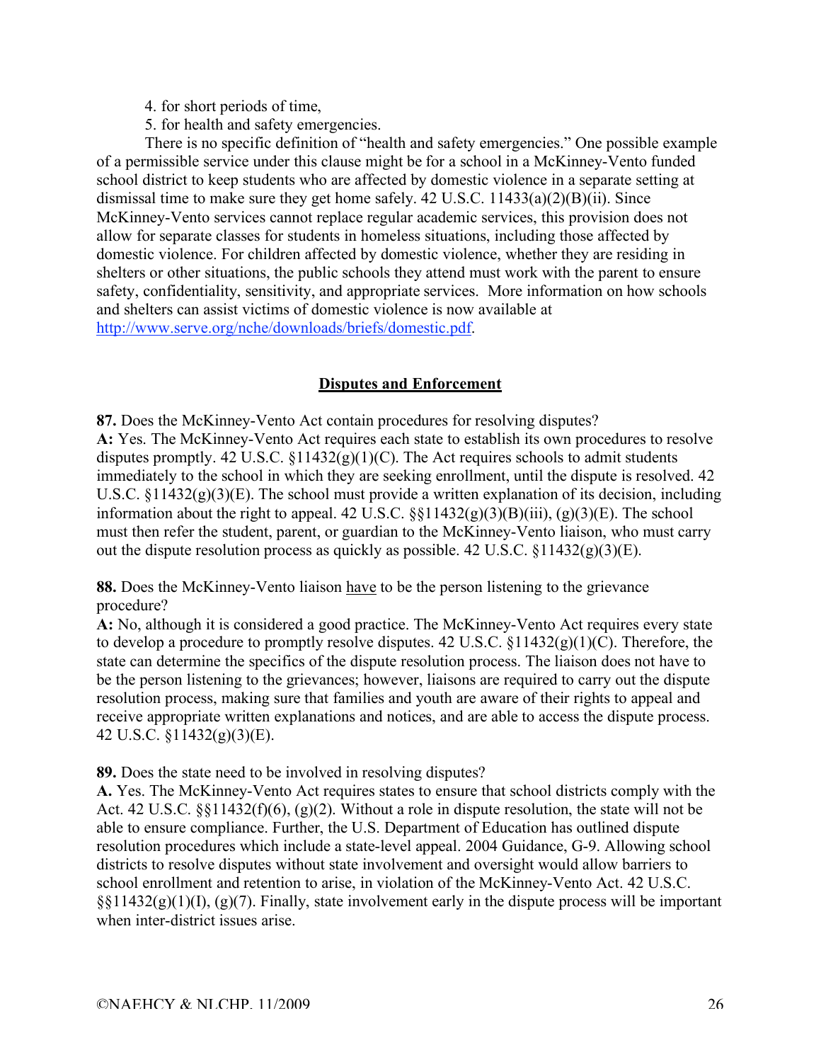4. for short periods of time,
5. for health and safety emergencies.

There is no specific definition of "health and safety emergencies." One possible example of a permissible service under this clause might be for a school in a McKinney-Vento funded school district to keep students who are affected by domestic violence in a separate setting at dismissal time to make sure they get home safely. 42 U.S.C. 11433(a)(2)(B)(ii). Since McKinney-Vento services cannot replace regular academic services, this provision does not allow for separate classes for students in homeless situations, including those affected by domestic violence. For children affected by domestic violence, whether they are residing in shelters or other situations, the public schools they attend must work with the parent to ensure safety, confidentiality, sensitivity, and appropriate services. More information on how schools and shelters can assist victims of domestic violence is now available at [http://www.serve.org/nche/downloads/briefs/domestic.pdf](http://www.serve.org/nche/downloads/briefs/domestic.pdf).

## Disputes and Enforcement

**87.** Does the McKinney-Vento Act contain procedures for resolving disputes?
**A:** Yes. The McKinney-Vento Act requires each state to establish its own procedures to resolve disputes promptly. 42 U.S.C. §11432(g)(1)(C). The Act requires schools to admit students immediately to the school in which they are seeking enrollment, until the dispute is resolved. 42 U.S.C. §11432(g)(3)(E). The school must provide a written explanation of its decision, including information about the right to appeal. 42 U.S.C. §§11432(g)(3)(B)(iii), (g)(3)(E). The school must then refer the student, parent, or guardian to the McKinney-Vento liaison, who must carry out the dispute resolution process as quickly as possible. 42 U.S.C. §11432(g)(3)(E).

**88.** Does the McKinney-Vento liaison <u>have</u> to be the person listening to the grievance procedure?
**A:** No, although it is considered a good practice. The McKinney-Vento Act requires every state to develop a procedure to promptly resolve disputes. 42 U.S.C. §11432(g)(1)(C). Therefore, the state can determine the specifics of the dispute resolution process. The liaison does not have to be the person listening to the grievances; however, liaisons are required to carry out the dispute resolution process, making sure that families and youth are aware of their rights to appeal and receive appropriate written explanations and notices, and are able to access the dispute process. 42 U.S.C. §11432(g)(3)(E).

**89.** Does the state need to be involved in resolving disputes?
**A.** Yes. The McKinney-Vento Act requires states to ensure that school districts comply with the Act. 42 U.S.C. §§11432(f)(6), (g)(2). Without a role in dispute resolution, the state will not be able to ensure compliance. Further, the U.S. Department of Education has outlined dispute resolution procedures which include a state-level appeal. 2004 Guidance, G-9. Allowing school districts to resolve disputes without state involvement and oversight would allow barriers to school enrollment and retention to arise, in violation of the McKinney-Vento Act. 42 U.S.C. §§11432(g)(1)(I), (g)(7). Finally, state involvement early in the dispute process will be important when inter-district issues arise.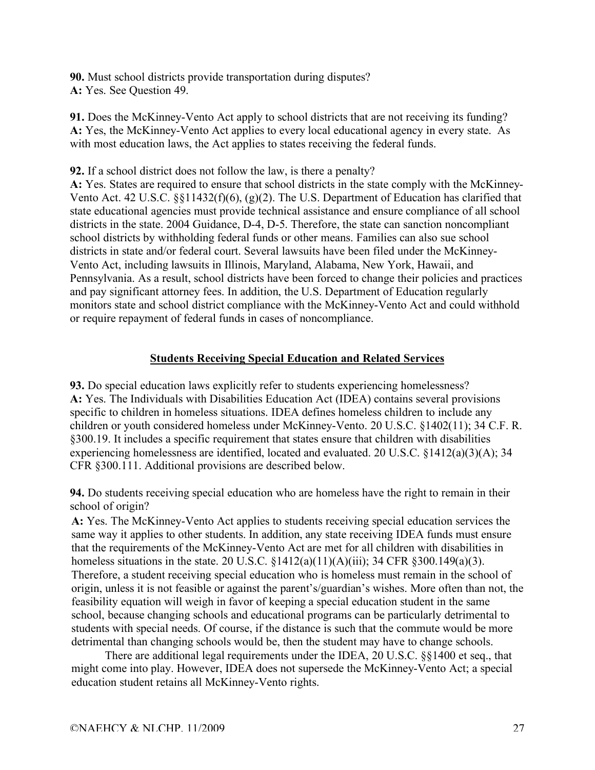**90.** Must school districts provide transportation during disputes?
**A:** Yes. See Question 49.

**91.** Does the McKinney-Vento Act apply to school districts that are not receiving its funding?
**A:** Yes, the McKinney-Vento Act applies to every local educational agency in every state. As with most education laws, the Act applies to states receiving the federal funds.

**92.** If a school district does not follow the law, is there a penalty?
**A:** Yes. States are required to ensure that school districts in the state comply with the McKinney-Vento Act. 42 U.S.C. §§11432(f)(6), (g)(2). The U.S. Department of Education has clarified that state educational agencies must provide technical assistance and ensure compliance of all school districts in the state. 2004 Guidance, D-4, D-5. Therefore, the state can sanction noncompliant school districts by withholding federal funds or other means. Families can also sue school districts in state and/or federal court. Several lawsuits have been filed under the McKinney-Vento Act, including lawsuits in Illinois, Maryland, Alabama, New York, Hawaii, and Pennsylvania. As a result, school districts have been forced to change their policies and practices and pay significant attorney fees. In addition, the U.S. Department of Education regularly monitors state and school district compliance with the McKinney-Vento Act and could withhold or require repayment of federal funds in cases of noncompliance.

## Students Receiving Special Education and Related Services

**93.** Do special education laws explicitly refer to students experiencing homelessness?
**A:** Yes. The Individuals with Disabilities Education Act (IDEA) contains several provisions specific to children in homeless situations. IDEA defines homeless children to include any children or youth considered homeless under McKinney-Vento. 20 U.S.C. §1402(11); 34 C.F. R. §300.19. It includes a specific requirement that states ensure that children with disabilities experiencing homelessness are identified, located and evaluated. 20 U.S.C. §1412(a)(3)(A); 34 CFR §300.111. Additional provisions are described below.

**94.** Do students receiving special education who are homeless have the right to remain in their school of origin?
**A:** Yes. The McKinney-Vento Act applies to students receiving special education services the same way it applies to other students. In addition, any state receiving IDEA funds must ensure that the requirements of the McKinney-Vento Act are met for all children with disabilities in homeless situations in the state. 20 U.S.C. §1412(a)(11)(A)(iii); 34 CFR §300.149(a)(3). Therefore, a student receiving special education who is homeless must remain in the school of origin, unless it is not feasible or against the parent's/guardian's wishes. More often than not, the feasibility equation will weigh in favor of keeping a special education student in the same school, because changing schools and educational programs can be particularly detrimental to students with special needs. Of course, if the distance is such that the commute would be more detrimental than changing schools would be, then the student may have to change schools.

There are additional legal requirements under the IDEA, 20 U.S.C. §§1400 et seq., that might come into play. However, IDEA does not supersede the McKinney-Vento Act; a special education student retains all McKinney-Vento rights.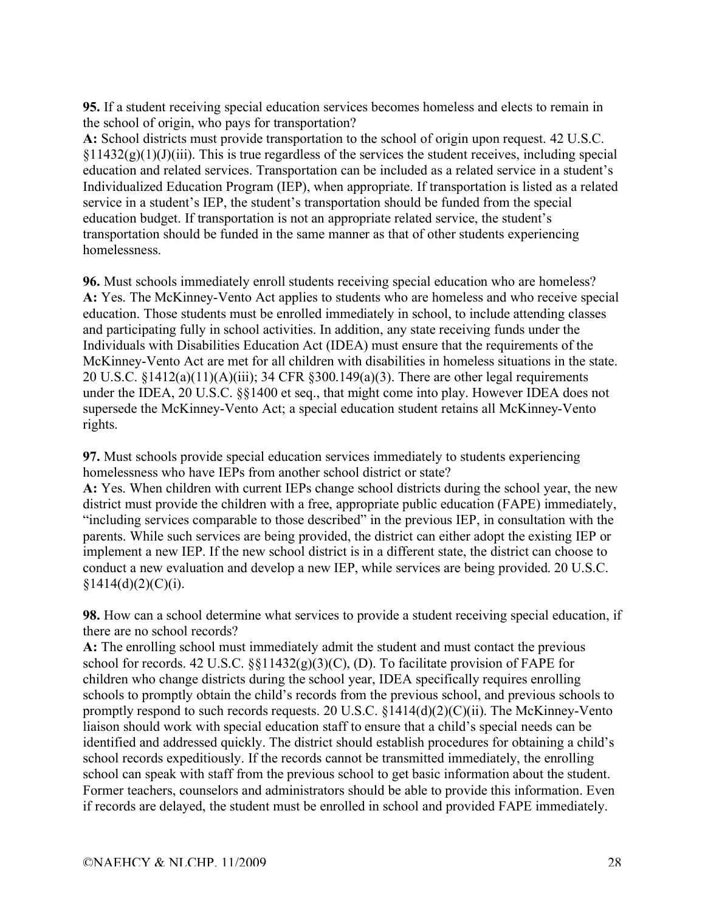**95.** If a student receiving special education services becomes homeless and elects to remain in the school of origin, who pays for transportation?
**A:** School districts must provide transportation to the school of origin upon request. 42 U.S.C. §11432(g)(1)(J)(iii). This is true regardless of the services the student receives, including special education and related services. Transportation can be included as a related service in a student's Individualized Education Program (IEP), when appropriate. If transportation is listed as a related service in a student's IEP, the student's transportation should be funded from the special education budget. If transportation is not an appropriate related service, the student's transportation should be funded in the same manner as that of other students experiencing homelessness.

**96.** Must schools immediately enroll students receiving special education who are homeless?
**A:** Yes. The McKinney-Vento Act applies to students who are homeless and who receive special education. Those students must be enrolled immediately in school, to include attending classes and participating fully in school activities. In addition, any state receiving funds under the Individuals with Disabilities Education Act (IDEA) must ensure that the requirements of the McKinney-Vento Act are met for all children with disabilities in homeless situations in the state. 20 U.S.C. §1412(a)(11)(A)(iii); 34 CFR §300.149(a)(3). There are other legal requirements under the IDEA, 20 U.S.C. §§1400 et seq., that might come into play. However IDEA does not supersede the McKinney-Vento Act; a special education student retains all McKinney-Vento rights.

**97.** Must schools provide special education services immediately to students experiencing homelessness who have IEPs from another school district or state?
**A:** Yes. When children with current IEPs change school districts during the school year, the new district must provide the children with a free, appropriate public education (FAPE) immediately, "including services comparable to those described" in the previous IEP, in consultation with the parents. While such services are being provided, the district can either adopt the existing IEP or implement a new IEP. If the new school district is in a different state, the district can choose to conduct a new evaluation and develop a new IEP, while services are being provided. 20 U.S.C. §1414(d)(2)(C)(i).

**98.** How can a school determine what services to provide a student receiving special education, if there are no school records?
**A:** The enrolling school must immediately admit the student and must contact the previous school for records. 42 U.S.C. §§11432(g)(3)(C), (D). To facilitate provision of FAPE for children who change districts during the school year, IDEA specifically requires enrolling schools to promptly obtain the child's records from the previous school, and previous schools to promptly respond to such records requests. 20 U.S.C. §1414(d)(2)(C)(ii). The McKinney-Vento liaison should work with special education staff to ensure that a child's special needs can be identified and addressed quickly. The district should establish procedures for obtaining a child's school records expeditiously. If the records cannot be transmitted immediately, the enrolling school can speak with staff from the previous school to get basic information about the student. Former teachers, counselors and administrators should be able to provide this information. Even if records are delayed, the student must be enrolled in school and provided FAPE immediately.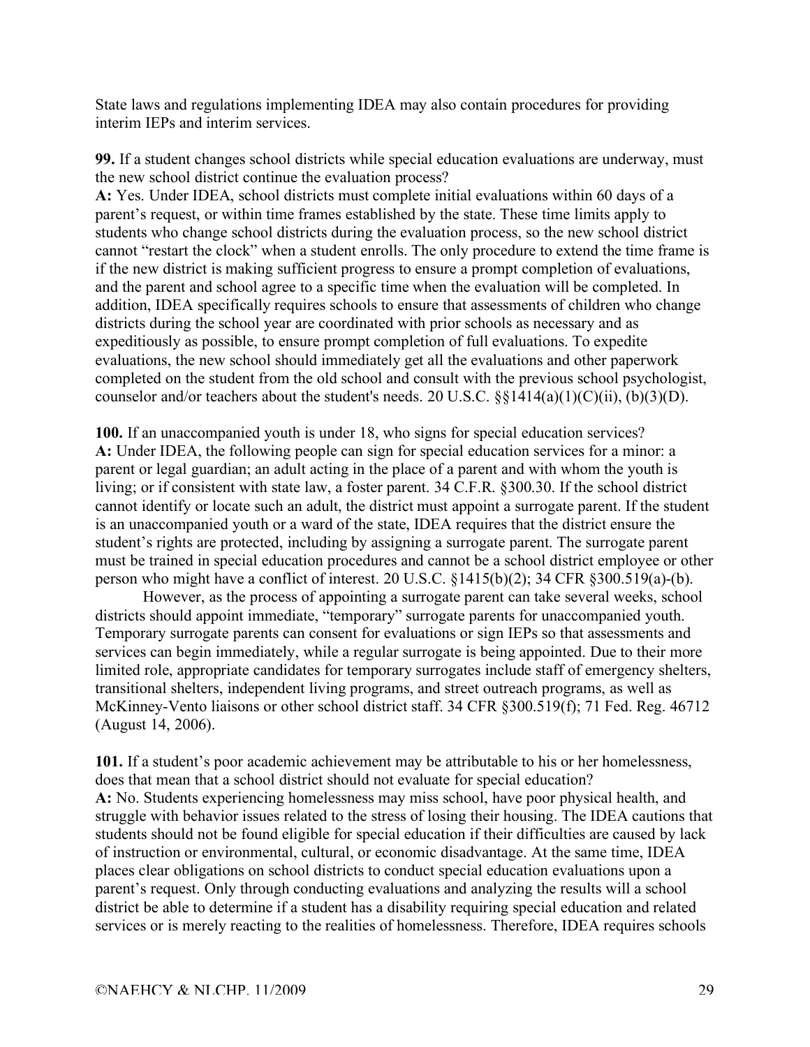State laws and regulations implementing IDEA may also contain procedures for providing interim IEPs and interim services.

**99.** If a student changes school districts while special education evaluations are underway, must the new school district continue the evaluation process?
**A:** Yes. Under IDEA, school districts must complete initial evaluations within 60 days of a parent's request, or within time frames established by the state. These time limits apply to students who change school districts during the evaluation process, so the new school district cannot "restart the clock" when a student enrolls. The only procedure to extend the time frame is if the new district is making sufficient progress to ensure a prompt completion of evaluations, and the parent and school agree to a specific time when the evaluation will be completed. In addition, IDEA specifically requires schools to ensure that assessments of children who change districts during the school year are coordinated with prior schools as necessary and as expeditiously as possible, to ensure prompt completion of full evaluations. To expedite evaluations, the new school should immediately get all the evaluations and other paperwork completed on the student from the old school and consult with the previous school psychologist, counselor and/or teachers about the student's needs. 20 U.S.C. §§1414(a)(1)(C)(ii), (b)(3)(D).

**100.** If an unaccompanied youth is under 18, who signs for special education services?
**A:** Under IDEA, the following people can sign for special education services for a minor: a parent or legal guardian; an adult acting in the place of a parent and with whom the youth is living; or if consistent with state law, a foster parent. 34 C.F.R. §300.30. If the school district cannot identify or locate such an adult, the district must appoint a surrogate parent. If the student is an unaccompanied youth or a ward of the state, IDEA requires that the district ensure the student's rights are protected, including by assigning a surrogate parent. The surrogate parent must be trained in special education procedures and cannot be a school district employee or other person who might have a conflict of interest. 20 U.S.C. §1415(b)(2); 34 CFR §300.519(a)-(b).

However, as the process of appointing a surrogate parent can take several weeks, school districts should appoint immediate, "temporary" surrogate parents for unaccompanied youth. Temporary surrogate parents can consent for evaluations or sign IEPs so that assessments and services can begin immediately, while a regular surrogate is being appointed. Due to their more limited role, appropriate candidates for temporary surrogates include staff of emergency shelters, transitional shelters, independent living programs, and street outreach programs, as well as McKinney-Vento liaisons or other school district staff. 34 CFR §300.519(f); 71 Fed. Reg. 46712 (August 14, 2006).

**101.** If a student's poor academic achievement may be attributable to his or her homelessness, does that mean that a school district should not evaluate for special education?
**A:** No. Students experiencing homelessness may miss school, have poor physical health, and struggle with behavior issues related to the stress of losing their housing. The IDEA cautions that students should not be found eligible for special education if their difficulties are caused by lack of instruction or environmental, cultural, or economic disadvantage. At the same time, IDEA places clear obligations on school districts to conduct special education evaluations upon a parent's request. Only through conducting evaluations and analyzing the results will a school district be able to determine if a student has a disability requiring special education and related services or is merely reacting to the realities of homelessness. Therefore, IDEA requires schools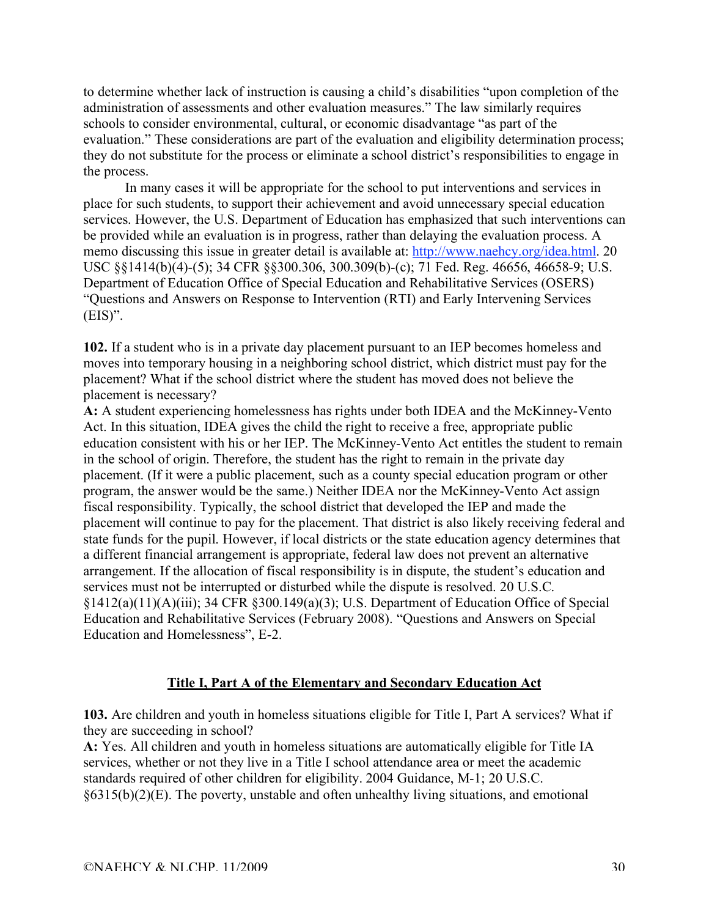to determine whether lack of instruction is causing a child's disabilities "upon completion of the administration of assessments and other evaluation measures." The law similarly requires schools to consider environmental, cultural, or economic disadvantage "as part of the evaluation." These considerations are part of the evaluation and eligibility determination process; they do not substitute for the process or eliminate a school district's responsibilities to engage in the process.

In many cases it will be appropriate for the school to put interventions and services in place for such students, to support their achievement and avoid unnecessary special education services. However, the U.S. Department of Education has emphasized that such interventions can be provided while an evaluation is in progress, rather than delaying the evaluation process. A memo discussing this issue in greater detail is available at: http://www.naehcy.org/idea.html. 20 USC §§1414(b)(4)-(5); 34 CFR §§300.306, 300.309(b)-(c); 71 Fed. Reg. 46656, 46658-9; U.S. Department of Education Office of Special Education and Rehabilitative Services (OSERS) "Questions and Answers on Response to Intervention (RTI) and Early Intervening Services (EIS)".

**102.** If a student who is in a private day placement pursuant to an IEP becomes homeless and moves into temporary housing in a neighboring school district, which district must pay for the placement? What if the school district where the student has moved does not believe the placement is necessary?
**A:** A student experiencing homelessness has rights under both IDEA and the McKinney-Vento Act. In this situation, IDEA gives the child the right to receive a free, appropriate public education consistent with his or her IEP. The McKinney-Vento Act entitles the student to remain in the school of origin. Therefore, the student has the right to remain in the private day placement. (If it were a public placement, such as a county special education program or other program, the answer would be the same.) Neither IDEA nor the McKinney-Vento Act assign fiscal responsibility. Typically, the school district that developed the IEP and made the placement will continue to pay for the placement. That district is also likely receiving federal and state funds for the pupil. However, if local districts or the state education agency determines that a different financial arrangement is appropriate, federal law does not prevent an alternative arrangement. If the allocation of fiscal responsibility is in dispute, the student's education and services must not be interrupted or disturbed while the dispute is resolved. 20 U.S.C. §1412(a)(11)(A)(iii); 34 CFR §300.149(a)(3); U.S. Department of Education Office of Special Education and Rehabilitative Services (February 2008). "Questions and Answers on Special Education and Homelessness", E-2.

## Title I, Part A of the Elementary and Secondary Education Act

**103.** Are children and youth in homeless situations eligible for Title I, Part A services? What if they are succeeding in school?
**A:** Yes. All children and youth in homeless situations are automatically eligible for Title IA services, whether or not they live in a Title I school attendance area or meet the academic standards required of other children for eligibility. 2004 Guidance, M-1; 20 U.S.C. §6315(b)(2)(E). The poverty, unstable and often unhealthy living situations, and emotional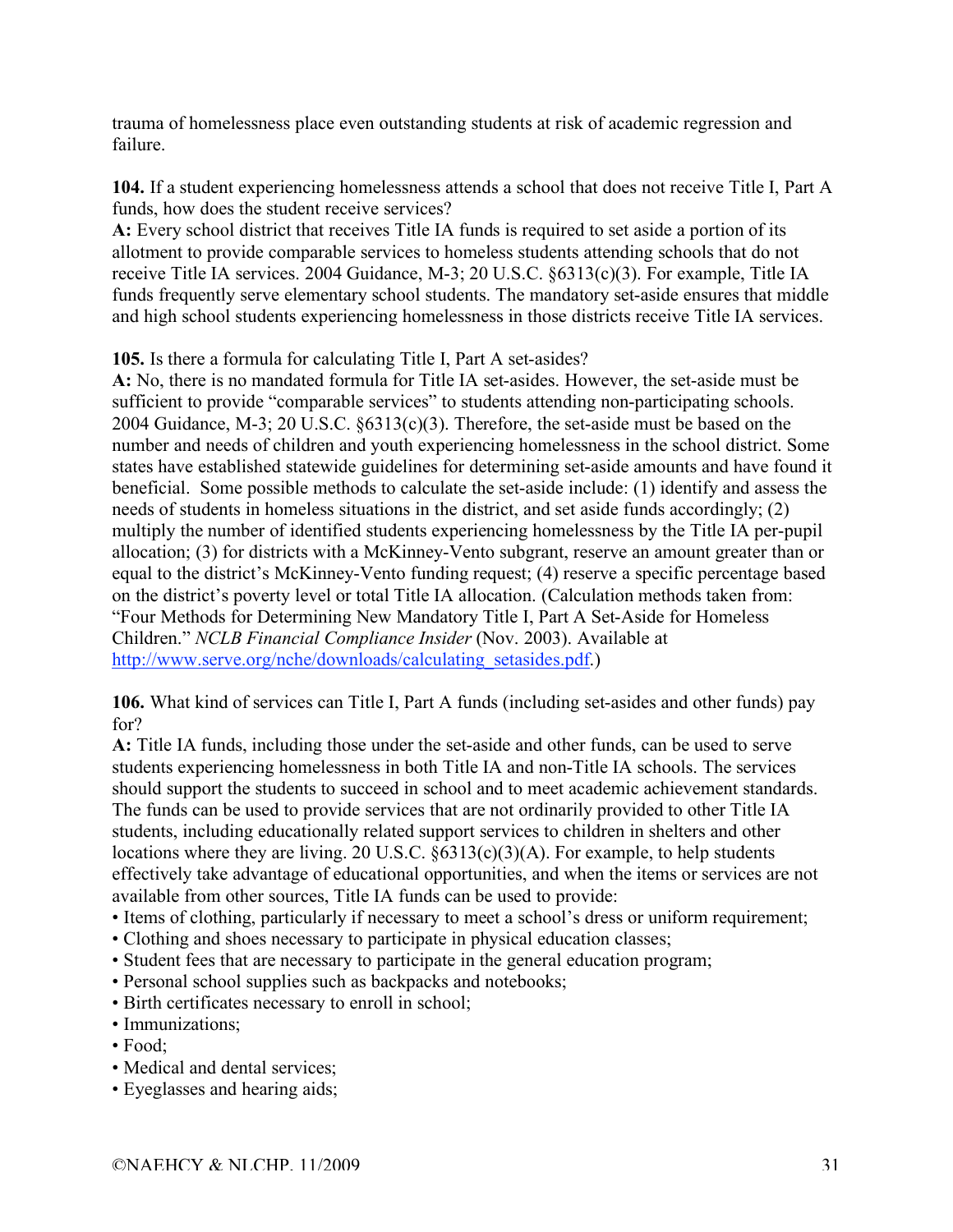trauma of homelessness place even outstanding students at risk of academic regression and failure.

**104.** If a student experiencing homelessness attends a school that does not receive Title I, Part A funds, how does the student receive services?
**A:** Every school district that receives Title IA funds is required to set aside a portion of its allotment to provide comparable services to homeless students attending schools that do not receive Title IA services. 2004 Guidance, M-3; 20 U.S.C. §6313(c)(3). For example, Title IA funds frequently serve elementary school students. The mandatory set-aside ensures that middle and high school students experiencing homelessness in those districts receive Title IA services.

**105.** Is there a formula for calculating Title I, Part A set-asides?
**A:** No, there is no mandated formula for Title IA set-asides. However, the set-aside must be sufficient to provide "comparable services" to students attending non-participating schools. 2004 Guidance, M-3; 20 U.S.C. §6313(c)(3). Therefore, the set-aside must be based on the number and needs of children and youth experiencing homelessness in the school district. Some states have established statewide guidelines for determining set-aside amounts and have found it beneficial. Some possible methods to calculate the set-aside include: (1) identify and assess the needs of students in homeless situations in the district, and set aside funds accordingly; (2) multiply the number of identified students experiencing homelessness by the Title IA per-pupil allocation; (3) for districts with a McKinney-Vento subgrant, reserve an amount greater than or equal to the district's McKinney-Vento funding request; (4) reserve a specific percentage based on the district's poverty level or total Title IA allocation. (Calculation methods taken from: "Four Methods for Determining New Mandatory Title I, Part A Set-Aside for Homeless Children." *NCLB Financial Compliance Insider* (Nov. 2003). Available at http://www.serve.org/nche/downloads/calculating_setasides.pdf.)

**106.** What kind of services can Title I, Part A funds (including set-asides and other funds) pay for?
**A:** Title IA funds, including those under the set-aside and other funds, can be used to serve students experiencing homelessness in both Title IA and non-Title IA schools. The services should support the students to succeed in school and to meet academic achievement standards. The funds can be used to provide services that are not ordinarily provided to other Title IA students, including educationally related support services to children in shelters and other locations where they are living. 20 U.S.C. §6313(c)(3)(A). For example, to help students effectively take advantage of educational opportunities, and when the items or services are not available from other sources, Title IA funds can be used to provide:

- Items of clothing, particularly if necessary to meet a school's dress or uniform requirement;
- Clothing and shoes necessary to participate in physical education classes;
- Student fees that are necessary to participate in the general education program;
- Personal school supplies such as backpacks and notebooks;
- Birth certificates necessary to enroll in school;
- Immunizations;
- Food;
- Medical and dental services;
- Eyeglasses and hearing aids;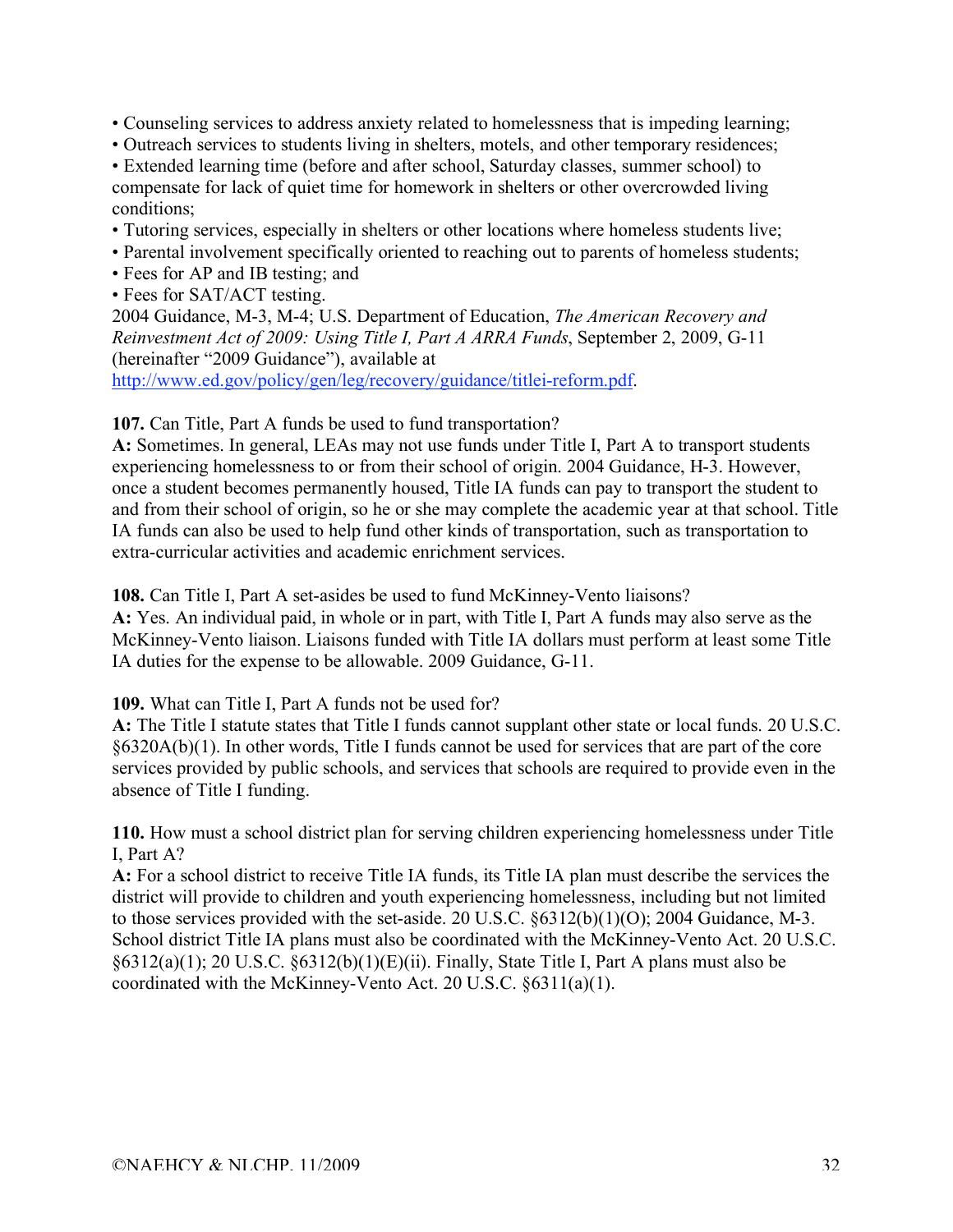- Counseling services to address anxiety related to homelessness that is impeding learning;
- Outreach services to students living in shelters, motels, and other temporary residences;
- Extended learning time (before and after school, Saturday classes, summer school) to compensate for lack of quiet time for homework in shelters or other overcrowded living conditions;
- Tutoring services, especially in shelters or other locations where homeless students live;
- Parental involvement specifically oriented to reaching out to parents of homeless students;
- Fees for AP and IB testing; and
- Fees for SAT/ACT testing.

2004 Guidance, M-3, M-4; U.S. Department of Education, *The American Recovery and Reinvestment Act of 2009: Using Title I, Part A ARRA Funds*, September 2, 2009, G-11 (hereinafter "2009 Guidance"), available at http://www.ed.gov/policy/gen/leg/recovery/guidance/titlei-reform.pdf.

**107.** Can Title, Part A funds be used to fund transportation?
**A:** Sometimes. In general, LEAs may not use funds under Title I, Part A to transport students experiencing homelessness to or from their school of origin. 2004 Guidance, H-3. However, once a student becomes permanently housed, Title IA funds can pay to transport the student to and from their school of origin, so he or she may complete the academic year at that school. Title IA funds can also be used to help fund other kinds of transportation, such as transportation to extra-curricular activities and academic enrichment services.

**108.** Can Title I, Part A set-asides be used to fund McKinney-Vento liaisons?
**A:** Yes. An individual paid, in whole or in part, with Title I, Part A funds may also serve as the McKinney-Vento liaison. Liaisons funded with Title IA dollars must perform at least some Title IA duties for the expense to be allowable. 2009 Guidance, G-11.

**109.** What can Title I, Part A funds not be used for?
**A:** The Title I statute states that Title I funds cannot supplant other state or local funds. 20 U.S.C. §6320A(b)(1). In other words, Title I funds cannot be used for services that are part of the core services provided by public schools, and services that schools are required to provide even in the absence of Title I funding.

**110.** How must a school district plan for serving children experiencing homelessness under Title I, Part A?
**A:** For a school district to receive Title IA funds, its Title IA plan must describe the services the district will provide to children and youth experiencing homelessness, including but not limited to those services provided with the set-aside. 20 U.S.C. §6312(b)(1)(O); 2004 Guidance, M-3. School district Title IA plans must also be coordinated with the McKinney-Vento Act. 20 U.S.C. §6312(a)(1); 20 U.S.C. §6312(b)(1)(E)(ii). Finally, State Title I, Part A plans must also be coordinated with the McKinney-Vento Act. 20 U.S.C. §6311(a)(1).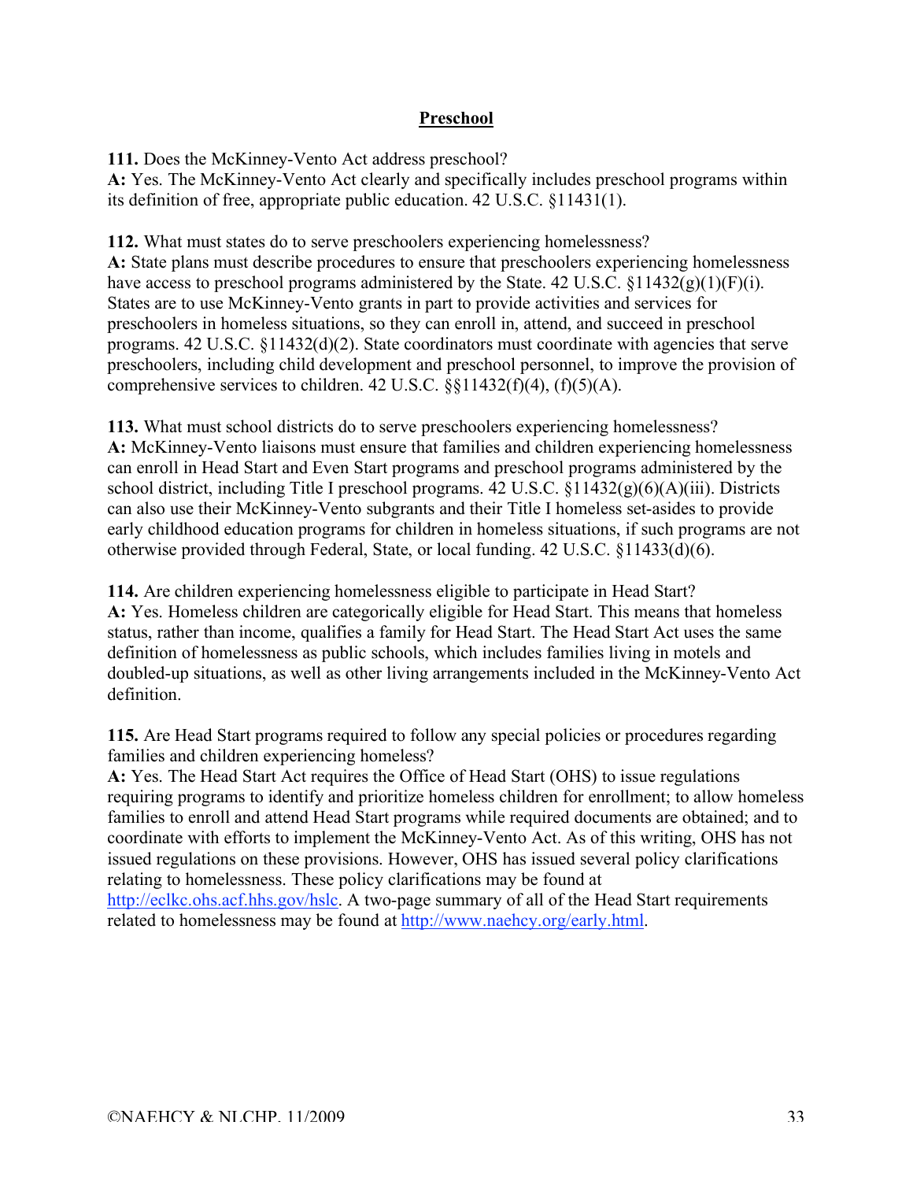## Preschool

**111.** Does the McKinney-Vento Act address preschool?
**A:** Yes. The McKinney-Vento Act clearly and specifically includes preschool programs within its definition of free, appropriate public education. 42 U.S.C. §11431(1).

**112.** What must states do to serve preschoolers experiencing homelessness?
**A:** State plans must describe procedures to ensure that preschoolers experiencing homelessness have access to preschool programs administered by the State. 42 U.S.C. §11432(g)(1)(F)(i). States are to use McKinney-Vento grants in part to provide activities and services for preschoolers in homeless situations, so they can enroll in, attend, and succeed in preschool programs. 42 U.S.C. §11432(d)(2). State coordinators must coordinate with agencies that serve preschoolers, including child development and preschool personnel, to improve the provision of comprehensive services to children. 42 U.S.C. §§11432(f)(4), (f)(5)(A).

**113.** What must school districts do to serve preschoolers experiencing homelessness?
**A:** McKinney-Vento liaisons must ensure that families and children experiencing homelessness can enroll in Head Start and Even Start programs and preschool programs administered by the school district, including Title I preschool programs. 42 U.S.C. §11432(g)(6)(A)(iii). Districts can also use their McKinney-Vento subgrants and their Title I homeless set-asides to provide early childhood education programs for children in homeless situations, if such programs are not otherwise provided through Federal, State, or local funding. 42 U.S.C. §11433(d)(6).

**114.** Are children experiencing homelessness eligible to participate in Head Start?
**A:** Yes. Homeless children are categorically eligible for Head Start. This means that homeless status, rather than income, qualifies a family for Head Start. The Head Start Act uses the same definition of homelessness as public schools, which includes families living in motels and doubled-up situations, as well as other living arrangements included in the McKinney-Vento Act definition.

**115.** Are Head Start programs required to follow any special policies or procedures regarding families and children experiencing homeless?
**A:** Yes. The Head Start Act requires the Office of Head Start (OHS) to issue regulations requiring programs to identify and prioritize homeless children for enrollment; to allow homeless families to enroll and attend Head Start programs while required documents are obtained; and to coordinate with efforts to implement the McKinney-Vento Act. As of this writing, OHS has not issued regulations on these provisions. However, OHS has issued several policy clarifications relating to homelessness. These policy clarifications may be found at http://eclkc.ohs.acf.hhs.gov/hslc. A two-page summary of all of the Head Start requirements related to homelessness may be found at http://www.naehcy.org/early.html.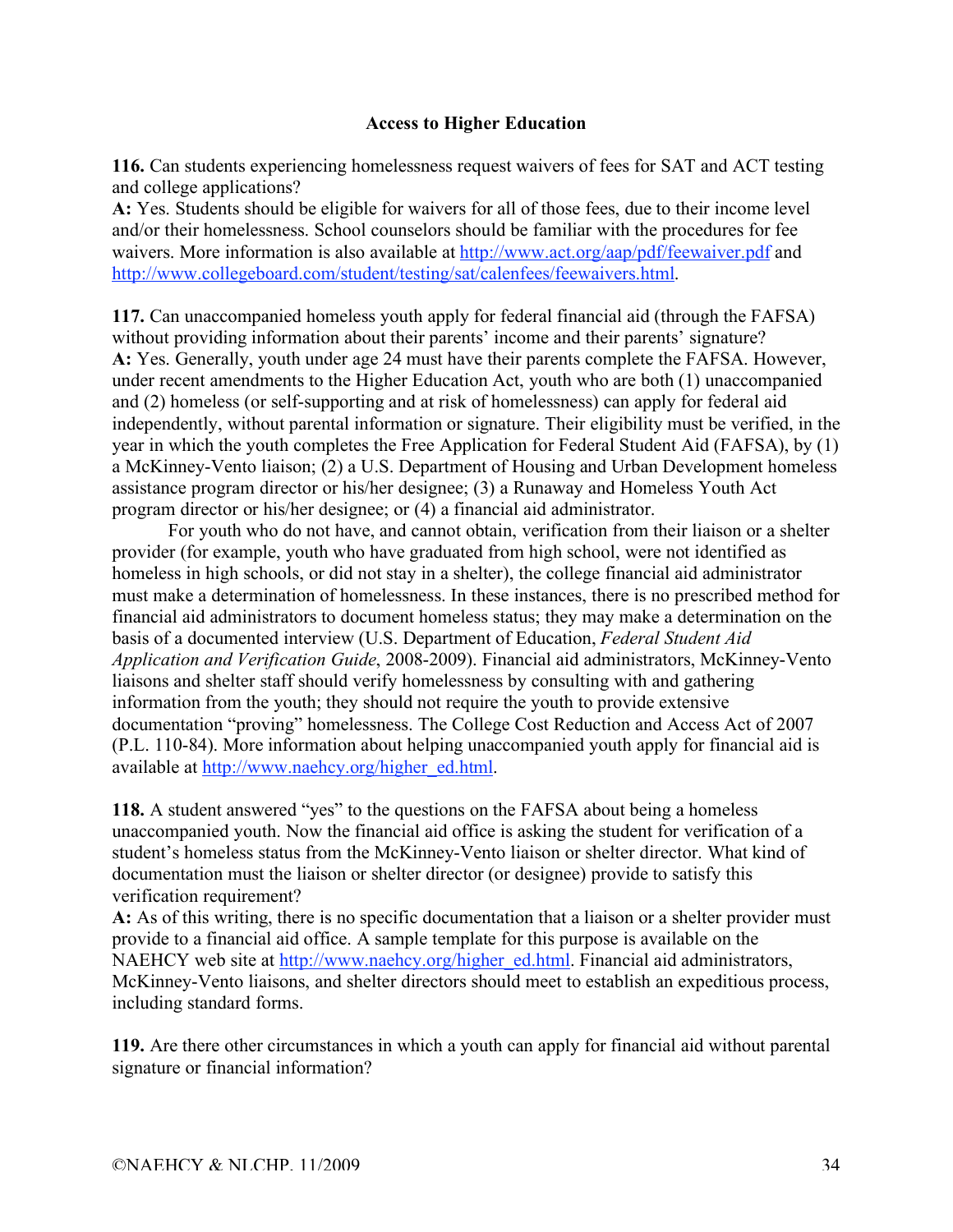## Access to Higher Education

**116.** Can students experiencing homelessness request waivers of fees for SAT and ACT testing and college applications?
**A:** Yes. Students should be eligible for waivers for all of those fees, due to their income level and/or their homelessness. School counselors should be familiar with the procedures for fee waivers. More information is also available at http://www.act.org/aap/pdf/feewaiver.pdf and http://www.collegeboard.com/student/testing/sat/calenfees/feewaivers.html.

**117.** Can unaccompanied homeless youth apply for federal financial aid (through the FAFSA) without providing information about their parents' income and their parents' signature?
**A:** Yes. Generally, youth under age 24 must have their parents complete the FAFSA. However, under recent amendments to the Higher Education Act, youth who are both (1) unaccompanied and (2) homeless (or self-supporting and at risk of homelessness) can apply for federal aid independently, without parental information or signature. Their eligibility must be verified, in the year in which the youth completes the Free Application for Federal Student Aid (FAFSA), by (1) a McKinney-Vento liaison; (2) a U.S. Department of Housing and Urban Development homeless assistance program director or his/her designee; (3) a Runaway and Homeless Youth Act program director or his/her designee; or (4) a financial aid administrator.

For youth who do not have, and cannot obtain, verification from their liaison or a shelter provider (for example, youth who have graduated from high school, were not identified as homeless in high schools, or did not stay in a shelter), the college financial aid administrator must make a determination of homelessness. In these instances, there is no prescribed method for financial aid administrators to document homeless status; they may make a determination on the basis of a documented interview (U.S. Department of Education, *Federal Student Aid Application and Verification Guide*, 2008-2009). Financial aid administrators, McKinney-Vento liaisons and shelter staff should verify homelessness by consulting with and gathering information from the youth; they should not require the youth to provide extensive documentation "proving" homelessness. The College Cost Reduction and Access Act of 2007 (P.L. 110-84). More information about helping unaccompanied youth apply for financial aid is available at http://www.naehcy.org/higher_ed.html.

**118.** A student answered "yes" to the questions on the FAFSA about being a homeless unaccompanied youth. Now the financial aid office is asking the student for verification of a student's homeless status from the McKinney-Vento liaison or shelter director. What kind of documentation must the liaison or shelter director (or designee) provide to satisfy this verification requirement?
**A:** As of this writing, there is no specific documentation that a liaison or a shelter provider must provide to a financial aid office. A sample template for this purpose is available on the NAEHCY web site at http://www.naehcy.org/higher_ed.html. Financial aid administrators, McKinney-Vento liaisons, and shelter directors should meet to establish an expeditious process, including standard forms.

**119.** Are there other circumstances in which a youth can apply for financial aid without parental signature or financial information?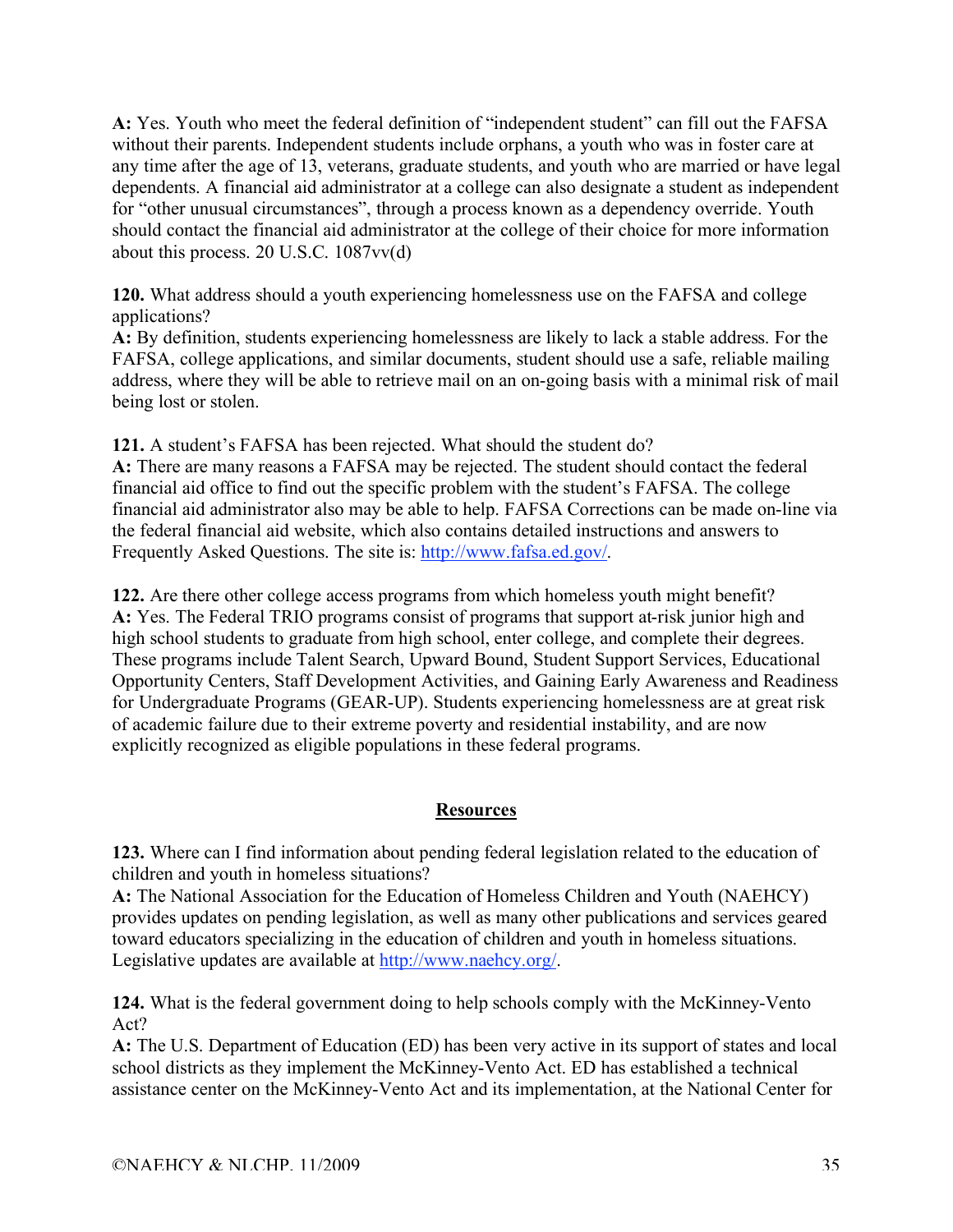**A:** Yes. Youth who meet the federal definition of "independent student" can fill out the FAFSA without their parents. Independent students include orphans, a youth who was in foster care at any time after the age of 13, veterans, graduate students, and youth who are married or have legal dependents. A financial aid administrator at a college can also designate a student as independent for "other unusual circumstances", through a process known as a dependency override. Youth should contact the financial aid administrator at the college of their choice for more information about this process. 20 U.S.C. 1087vv(d)

**120.** What address should a youth experiencing homelessness use on the FAFSA and college applications?
**A:** By definition, students experiencing homelessness are likely to lack a stable address. For the FAFSA, college applications, and similar documents, student should use a safe, reliable mailing address, where they will be able to retrieve mail on an on-going basis with a minimal risk of mail being lost or stolen.

**121.** A student's FAFSA has been rejected. What should the student do?
**A:** There are many reasons a FAFSA may be rejected. The student should contact the federal financial aid office to find out the specific problem with the student's FAFSA. The college financial aid administrator also may be able to help. FAFSA Corrections can be made on-line via the federal financial aid website, which also contains detailed instructions and answers to Frequently Asked Questions. The site is: [http://www.fafsa.ed.gov/](http://www.fafsa.ed.gov/).

**122.** Are there other college access programs from which homeless youth might benefit?
**A:** Yes. The Federal TRIO programs consist of programs that support at-risk junior high and high school students to graduate from high school, enter college, and complete their degrees. These programs include Talent Search, Upward Bound, Student Support Services, Educational Opportunity Centers, Staff Development Activities, and Gaining Early Awareness and Readiness for Undergraduate Programs (GEAR-UP). Students experiencing homelessness are at great risk of academic failure due to their extreme poverty and residential instability, and are now explicitly recognized as eligible populations in these federal programs.

## Resources

**123.** Where can I find information about pending federal legislation related to the education of children and youth in homeless situations?
**A:** The National Association for the Education of Homeless Children and Youth (NAEHCY) provides updates on pending legislation, as well as many other publications and services geared toward educators specializing in the education of children and youth in homeless situations. Legislative updates are available at [http://www.naehcy.org/](http://www.naehcy.org/).

**124.** What is the federal government doing to help schools comply with the McKinney-Vento Act?
**A:** The U.S. Department of Education (ED) has been very active in its support of states and local school districts as they implement the McKinney-Vento Act. ED has established a technical assistance center on the McKinney-Vento Act and its implementation, at the National Center for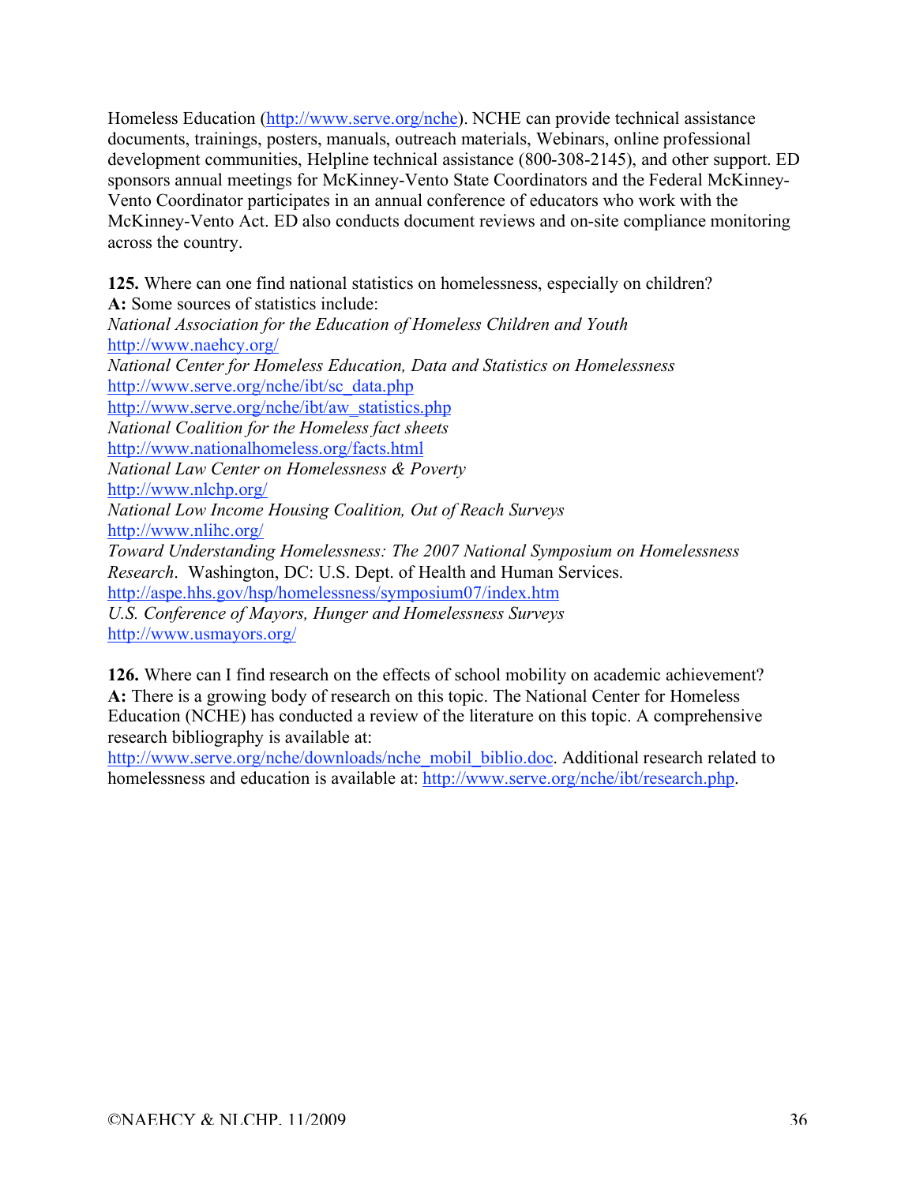Homeless Education (http://www.serve.org/nche). NCHE can provide technical assistance documents, trainings, posters, manuals, outreach materials, Webinars, online professional development communities, Helpline technical assistance (800-308-2145), and other support. ED sponsors annual meetings for McKinney-Vento State Coordinators and the Federal McKinney-Vento Coordinator participates in an annual conference of educators who work with the McKinney-Vento Act. ED also conducts document reviews and on-site compliance monitoring across the country.

**125.** Where can one find national statistics on homelessness, especially on children?
**A:** Some sources of statistics include:
*National Association for the Education of Homeless Children and Youth*
http://www.naehcy.org/
*National Center for Homeless Education, Data and Statistics on Homelessness*
http://www.serve.org/nche/ibt/sc_data.php
http://www.serve.org/nche/ibt/aw_statistics.php
*National Coalition for the Homeless fact sheets*
http://www.nationalhomeless.org/facts.html
*National Law Center on Homelessness & Poverty*
http://www.nlchp.org/
*National Low Income Housing Coalition, Out of Reach Surveys*
http://www.nlihc.org/
*Toward Understanding Homelessness: The 2007 National Symposium on Homelessness Research*. Washington, DC: U.S. Dept. of Health and Human Services.
http://aspe.hhs.gov/hsp/homelessness/symposium07/index.htm
*U.S. Conference of Mayors, Hunger and Homelessness Surveys*
http://www.usmayors.org/

**126.** Where can I find research on the effects of school mobility on academic achievement?
**A:** There is a growing body of research on this topic. The National Center for Homeless Education (NCHE) has conducted a review of the literature on this topic. A comprehensive research bibliography is available at:
http://www.serve.org/nche/downloads/nche_mobil_biblio.doc. Additional research related to homelessness and education is available at: http://www.serve.org/nche/ibt/research.php.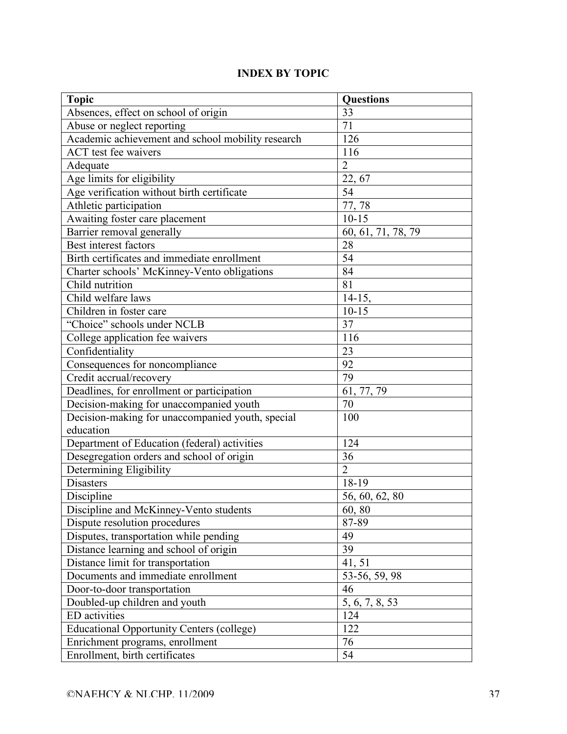## INDEX BY TOPIC

| Topic | Questions |
|---|---|
| Absences, effect on school of origin | 33 |
| Abuse or neglect reporting | 71 |
| Academic achievement and school mobility research | 126 |
| ACT test fee waivers | 116 |
| Adequate | 2 |
| Age limits for eligibility | 22, 67 |
| Age verification without birth certificate | 54 |
| Athletic participation | 77, 78 |
| Awaiting foster care placement | 10-15 |
| Barrier removal generally | 60, 61, 71, 78, 79 |
| Best interest factors | 28 |
| Birth certificates and immediate enrollment | 54 |
| Charter schools' McKinney-Vento obligations | 84 |
| Child nutrition | 81 |
| Child welfare laws | 14-15, |
| Children in foster care | 10-15 |
| "Choice" schools under NCLB | 37 |
| College application fee waivers | 116 |
| Confidentiality | 23 |
| Consequences for noncompliance | 92 |
| Credit accrual/recovery | 79 |
| Deadlines, for enrollment or participation | 61, 77, 79 |
| Decision-making for unaccompanied youth | 70 |
| Decision-making for unaccompanied youth, special education | 100 |
| Department of Education (federal) activities | 124 |
| Desegregation orders and school of origin | 36 |
| Determining Eligibility | 2 |
| Disasters | 18-19 |
| Discipline | 56, 60, 62, 80 |
| Discipline and McKinney-Vento students | 60, 80 |
| Dispute resolution procedures | 87-89 |
| Disputes, transportation while pending | 49 |
| Distance learning and school of origin | 39 |
| Distance limit for transportation | 41, 51 |
| Documents and immediate enrollment | 53-56, 59, 98 |
| Door-to-door transportation | 46 |
| Doubled-up children and youth | 5, 6, 7, 8, 53 |
| ED activities | 124 |
| Educational Opportunity Centers (college) | 122 |
| Enrichment programs, enrollment | 76 |
| Enrollment, birth certificates | 54 |

©NAEHCY & NLCHP, 11/2009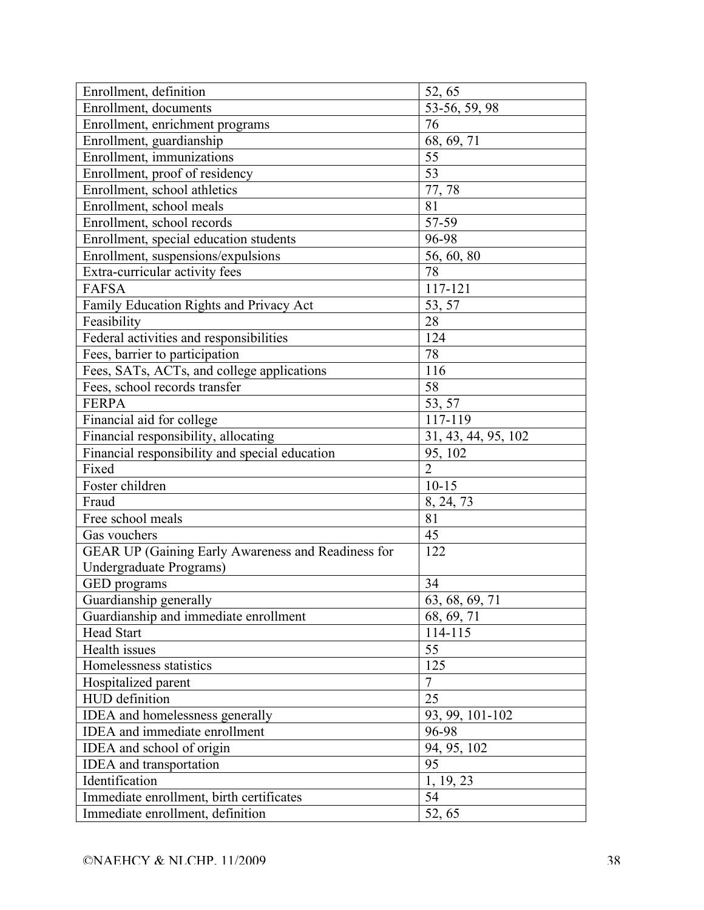| | |
|---|---|
| Enrollment, definition | 52, 65 |
| Enrollment, documents | 53-56, 59, 98 |
| Enrollment, enrichment programs | 76 |
| Enrollment, guardianship | 68, 69, 71 |
| Enrollment, immunizations | 55 |
| Enrollment, proof of residency | 53 |
| Enrollment, school athletics | 77, 78 |
| Enrollment, school meals | 81 |
| Enrollment, school records | 57-59 |
| Enrollment, special education students | 96-98 |
| Enrollment, suspensions/expulsions | 56, 60, 80 |
| Extra-curricular activity fees | 78 |
| FAFSA | 117-121 |
| Family Education Rights and Privacy Act | 53, 57 |
| Feasibility | 28 |
| Federal activities and responsibilities | 124 |
| Fees, barrier to participation | 78 |
| Fees, SATs, ACTs, and college applications | 116 |
| Fees, school records transfer | 58 |
| FERPA | 53, 57 |
| Financial aid for college | 117-119 |
| Financial responsibility, allocating | 31, 43, 44, 95, 102 |
| Financial responsibility and special education | 95, 102 |
| Fixed | 2 |
| Foster children | 10-15 |
| Fraud | 8, 24, 73 |
| Free school meals | 81 |
| Gas vouchers | 45 |
| GEAR UP (Gaining Early Awareness and Readiness for Undergraduate Programs) | 122 |
| GED programs | 34 |
| Guardianship generally | 63, 68, 69, 71 |
| Guardianship and immediate enrollment | 68, 69, 71 |
| Head Start | 114-115 |
| Health issues | 55 |
| Homelessness statistics | 125 |
| Hospitalized parent | 7 |
| HUD definition | 25 |
| IDEA and homelessness generally | 93, 99, 101-102 |
| IDEA and immediate enrollment | 96-98 |
| IDEA and school of origin | 94, 95, 102 |
| IDEA and transportation | 95 |
| Identification | 1, 19, 23 |
| Immediate enrollment, birth certificates | 54 |
| Immediate enrollment, definition | 52, 65 |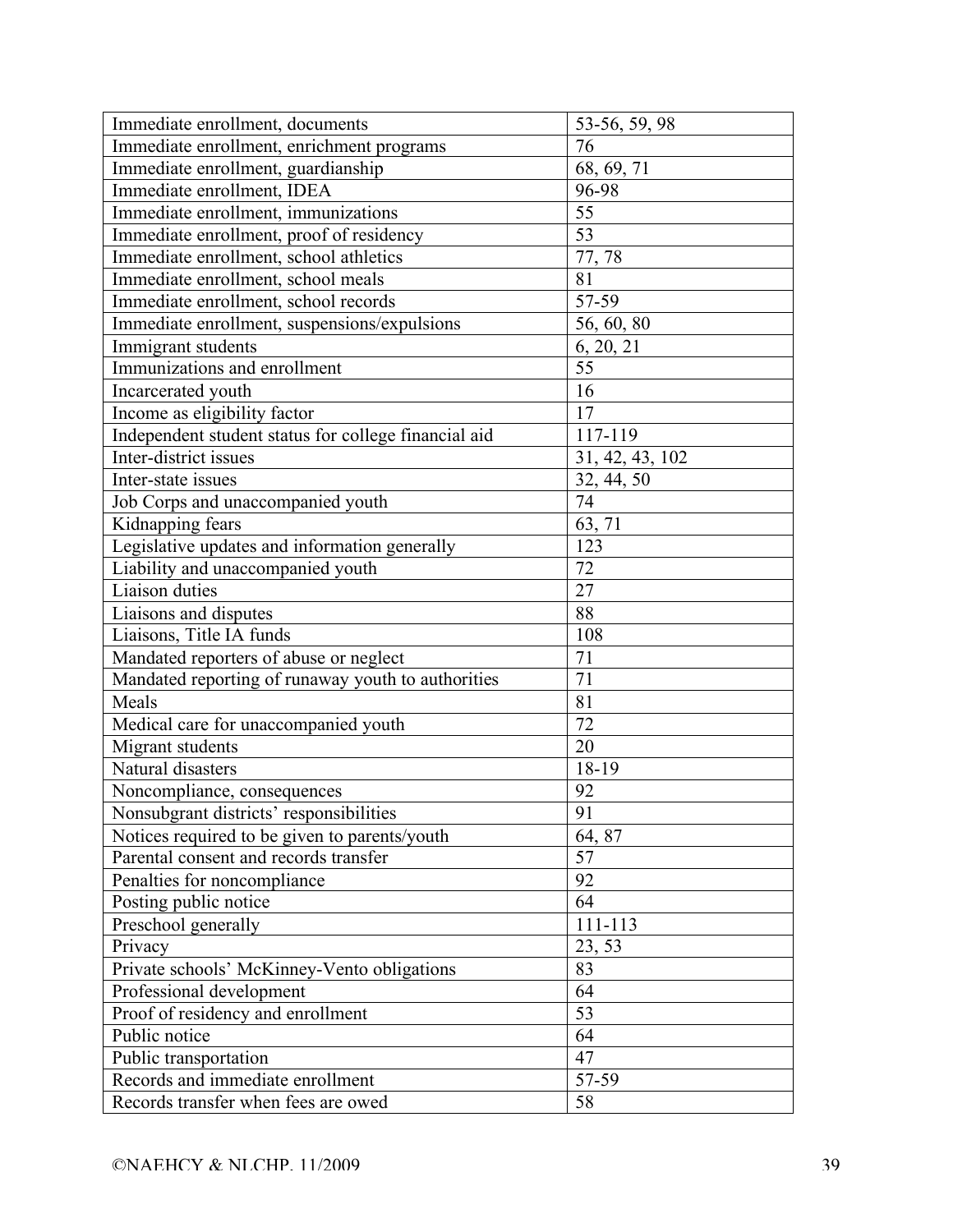| | |
|---|---|
| Immediate enrollment, documents | 53-56, 59, 98 |
| Immediate enrollment, enrichment programs | 76 |
| Immediate enrollment, guardianship | 68, 69, 71 |
| Immediate enrollment, IDEA | 96-98 |
| Immediate enrollment, immunizations | 55 |
| Immediate enrollment, proof of residency | 53 |
| Immediate enrollment, school athletics | 77, 78 |
| Immediate enrollment, school meals | 81 |
| Immediate enrollment, school records | 57-59 |
| Immediate enrollment, suspensions/expulsions | 56, 60, 80 |
| Immigrant students | 6, 20, 21 |
| Immunizations and enrollment | 55 |
| Incarcerated youth | 16 |
| Income as eligibility factor | 17 |
| Independent student status for college financial aid | 117-119 |
| Inter-district issues | 31, 42, 43, 102 |
| Inter-state issues | 32, 44, 50 |
| Job Corps and unaccompanied youth | 74 |
| Kidnapping fears | 63, 71 |
| Legislative updates and information generally | 123 |
| Liability and unaccompanied youth | 72 |
| Liaison duties | 27 |
| Liaisons and disputes | 88 |
| Liaisons, Title IA funds | 108 |
| Mandated reporters of abuse or neglect | 71 |
| Mandated reporting of runaway youth to authorities | 71 |
| Meals | 81 |
| Medical care for unaccompanied youth | 72 |
| Migrant students | 20 |
| Natural disasters | 18-19 |
| Noncompliance, consequences | 92 |
| Nonsubgrant districts' responsibilities | 91 |
| Notices required to be given to parents/youth | 64, 87 |
| Parental consent and records transfer | 57 |
| Penalties for noncompliance | 92 |
| Posting public notice | 64 |
| Preschool generally | 111-113 |
| Privacy | 23, 53 |
| Private schools' McKinney-Vento obligations | 83 |
| Professional development | 64 |
| Proof of residency and enrollment | 53 |
| Public notice | 64 |
| Public transportation | 47 |
| Records and immediate enrollment | 57-59 |
| Records transfer when fees are owed | 58 |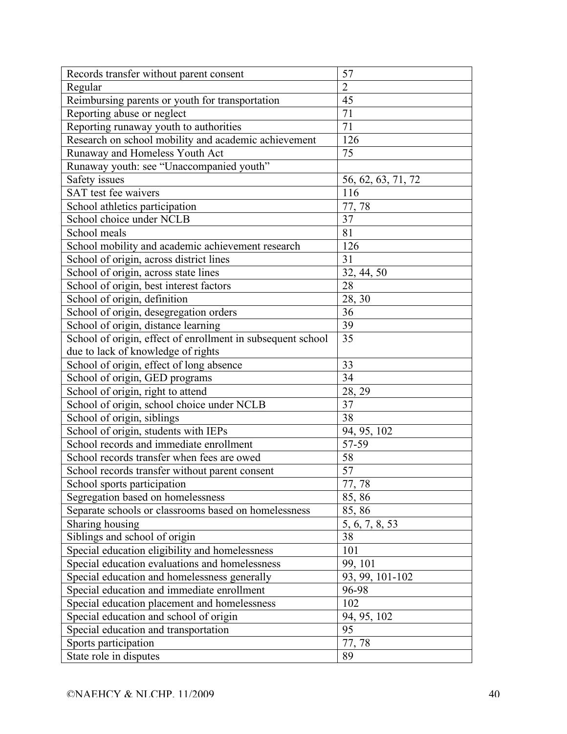| | |
|---|---|
| Records transfer without parent consent | 57 |
| Regular | 2 |
| Reimbursing parents or youth for transportation | 45 |
| Reporting abuse or neglect | 71 |
| Reporting runaway youth to authorities | 71 |
| Research on school mobility and academic achievement | 126 |
| Runaway and Homeless Youth Act | 75 |
| Runaway youth: see "Unaccompanied youth" | |
| Safety issues | 56, 62, 63, 71, 72 |
| SAT test fee waivers | 116 |
| School athletics participation | 77, 78 |
| School choice under NCLB | 37 |
| School meals | 81 |
| School mobility and academic achievement research | 126 |
| School of origin, across district lines | 31 |
| School of origin, across state lines | 32, 44, 50 |
| School of origin, best interest factors | 28 |
| School of origin, definition | 28, 30 |
| School of origin, desegregation orders | 36 |
| School of origin, distance learning | 39 |
| School of origin, effect of enrollment in subsequent school due to lack of knowledge of rights | 35 |
| School of origin, effect of long absence | 33 |
| School of origin, GED programs | 34 |
| School of origin, right to attend | 28, 29 |
| School of origin, school choice under NCLB | 37 |
| School of origin, siblings | 38 |
| School of origin, students with IEPs | 94, 95, 102 |
| School records and immediate enrollment | 57-59 |
| School records transfer when fees are owed | 58 |
| School records transfer without parent consent | 57 |
| School sports participation | 77, 78 |
| Segregation based on homelessness | 85, 86 |
| Separate schools or classrooms based on homelessness | 85, 86 |
| Sharing housing | 5, 6, 7, 8, 53 |
| Siblings and school of origin | 38 |
| Special education eligibility and homelessness | 101 |
| Special education evaluations and homelessness | 99, 101 |
| Special education and homelessness generally | 93, 99, 101-102 |
| Special education and immediate enrollment | 96-98 |
| Special education placement and homelessness | 102 |
| Special education and school of origin | 94, 95, 102 |
| Special education and transportation | 95 |
| Sports participation | 77, 78 |
| State role in disputes | 89 |

©NAEHCY & NLCHP, 11/2009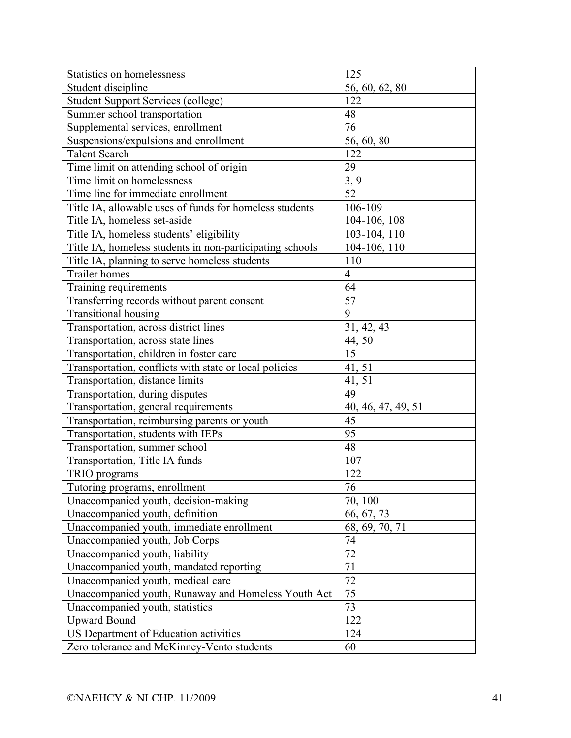| | |
|---|---|
| Statistics on homelessness | 125 |
| Student discipline | 56, 60, 62, 80 |
| Student Support Services (college) | 122 |
| Summer school transportation | 48 |
| Supplemental services, enrollment | 76 |
| Suspensions/expulsions and enrollment | 56, 60, 80 |
| Talent Search | 122 |
| Time limit on attending school of origin | 29 |
| Time limit on homelessness | 3, 9 |
| Time line for immediate enrollment | 52 |
| Title IA, allowable uses of funds for homeless students | 106-109 |
| Title IA, homeless set-aside | 104-106, 108 |
| Title IA, homeless students' eligibility | 103-104, 110 |
| Title IA, homeless students in non-participating schools | 104-106, 110 |
| Title IA, planning to serve homeless students | 110 |
| Trailer homes | 4 |
| Training requirements | 64 |
| Transferring records without parent consent | 57 |
| Transitional housing | 9 |
| Transportation, across district lines | 31, 42, 43 |
| Transportation, across state lines | 44, 50 |
| Transportation, children in foster care | 15 |
| Transportation, conflicts with state or local policies | 41, 51 |
| Transportation, distance limits | 41, 51 |
| Transportation, during disputes | 49 |
| Transportation, general requirements | 40, 46, 47, 49, 51 |
| Transportation, reimbursing parents or youth | 45 |
| Transportation, students with IEPs | 95 |
| Transportation, summer school | 48 |
| Transportation, Title IA funds | 107 |
| TRIO programs | 122 |
| Tutoring programs, enrollment | 76 |
| Unaccompanied youth, decision-making | 70, 100 |
| Unaccompanied youth, definition | 66, 67, 73 |
| Unaccompanied youth, immediate enrollment | 68, 69, 70, 71 |
| Unaccompanied youth, Job Corps | 74 |
| Unaccompanied youth, liability | 72 |
| Unaccompanied youth, mandated reporting | 71 |
| Unaccompanied youth, medical care | 72 |
| Unaccompanied youth, Runaway and Homeless Youth Act | 75 |
| Unaccompanied youth, statistics | 73 |
| Upward Bound | 122 |
| US Department of Education activities | 124 |
| Zero tolerance and McKinney-Vento students | 60 |

©NAEHCY & NLCHP, 11/2009